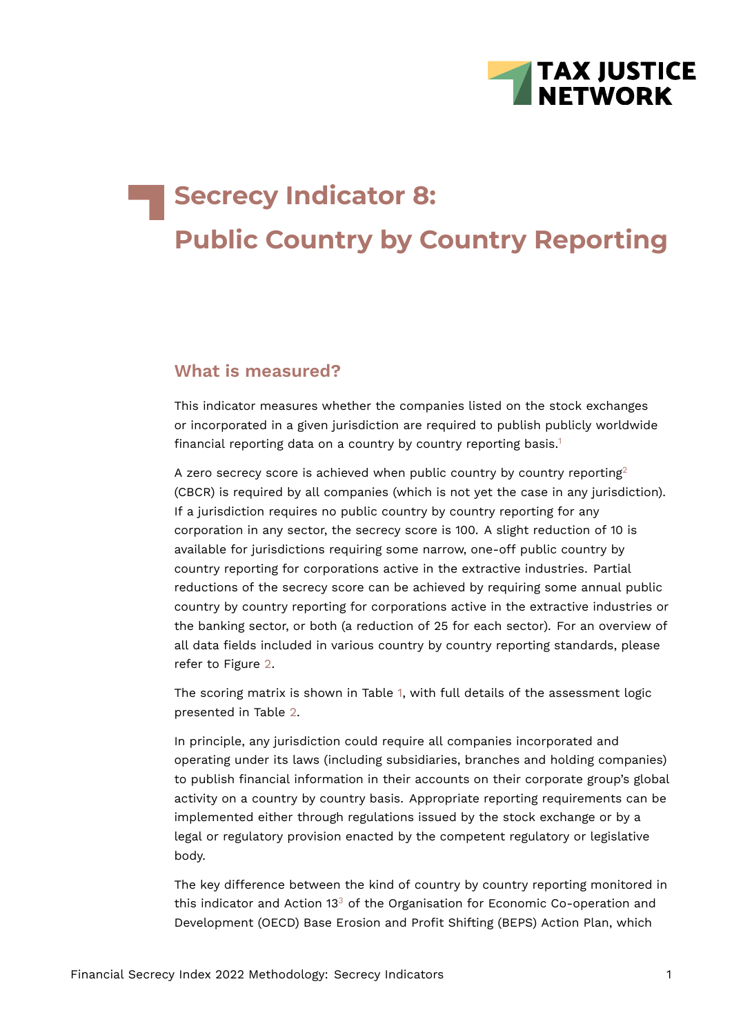# Secrecy Indicator 8: Public Country by Country Reporting

## What is measured?

This indicator measures whether the companies listed on the stock exchanges or incorporated in a given jurisdiction are required to publish publicly worldwide financial reporting data on a country by country reporting basis.[1]

A zero secrecy score is achieved when public country by country reporting[2] (CBCR) is required by all companies (which is not yet the case in any jurisdiction). If a jurisdiction requires no public country by country reporting for any corporation in any sector, the secrecy score is 100. A slight reduction of 10 is available for jurisdictions requiring some narrow, one-off public country by country reporting for corporations active in the extractive industries. Partial reductions of the secrecy score can be achieved by requiring some annual public country by country reporting for corporations active in the extractive industries or the banking sector, or both (a reduction of 25 for each sector). For an overview of all data fields included in various country by country reporting standards, please refer to Figure 2.

The scoring matrix is shown in Table 1, with full details of the assessment logic presented in Table 2.

In principle, any jurisdiction could require all companies incorporated and operating under its laws (including subsidiaries, branches and holding companies) to publish financial information in their accounts on their corporate group's global activity on a country by country basis. Appropriate reporting requirements can be implemented either through regulations issued by the stock exchange or by a legal or regulatory provision enacted by the competent regulatory or legislative body.

The key difference between the kind of country by country reporting monitored in this indicator and Action 13[3] of the Organisation for Economic Co-operation and Development (OECD) Base Erosion and Profit Shifting (BEPS) Action Plan, which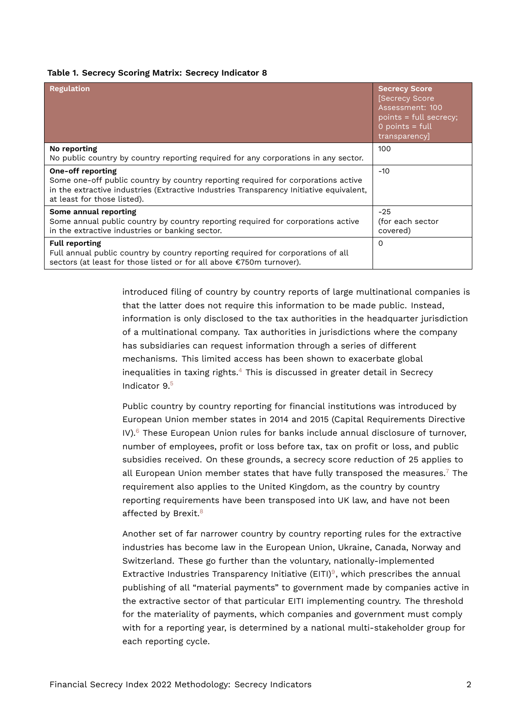**Table 1. Secrecy Scoring Matrix: Secrecy Indicator 8**

| Regulation | Secrecy Score [Secrecy Score Assessment: 100 points = full secrecy; 0 points = full transparency] |
|---|---|
| **No reporting**<br>No public country by country reporting required for any corporations in any sector. | 100 |
| **One-off reporting**<br>Some one-off public country by country reporting required for corporations active in the extractive industries (Extractive Industries Transparency Initiative equivalent, at least for those listed). | -10 |
| **Some annual reporting**<br>Some annual public country by country reporting required for corporations active in the extractive industries or banking sector. | -25 (for each sector covered) |
| **Full reporting**<br>Full annual public country by country reporting required for corporations of all sectors (at least for those listed or for all above €750m turnover). | 0 |

introduced filing of country by country reports of large multinational companies is that the latter does not require this information to be made public. Instead, information is only disclosed to the tax authorities in the headquarter jurisdiction of a multinational company. Tax authorities in jurisdictions where the company has subsidiaries can request information through a series of different mechanisms. This limited access has been shown to exacerbate global inequalities in taxing rights.[4] This is discussed in greater detail in Secrecy Indicator 9.[5]

Public country by country reporting for financial institutions was introduced by European Union member states in 2014 and 2015 (Capital Requirements Directive IV).[6] These European Union rules for banks include annual disclosure of turnover, number of employees, profit or loss before tax, tax on profit or loss, and public subsidies received. On these grounds, a secrecy score reduction of 25 applies to all European Union member states that have fully transposed the measures.[7] The requirement also applies to the United Kingdom, as the country by country reporting requirements have been transposed into UK law, and have not been affected by Brexit.[8]

Another set of far narrower country by country reporting rules for the extractive industries has become law in the European Union, Ukraine, Canada, Norway and Switzerland. These go further than the voluntary, nationally-implemented Extractive Industries Transparency Initiative (EITI)[9], which prescribes the annual publishing of all "material payments" to government made by companies active in the extractive sector of that particular EITI implementing country. The threshold for the materiality of payments, which companies and government must comply with for a reporting year, is determined by a national multi-stakeholder group for each reporting cycle.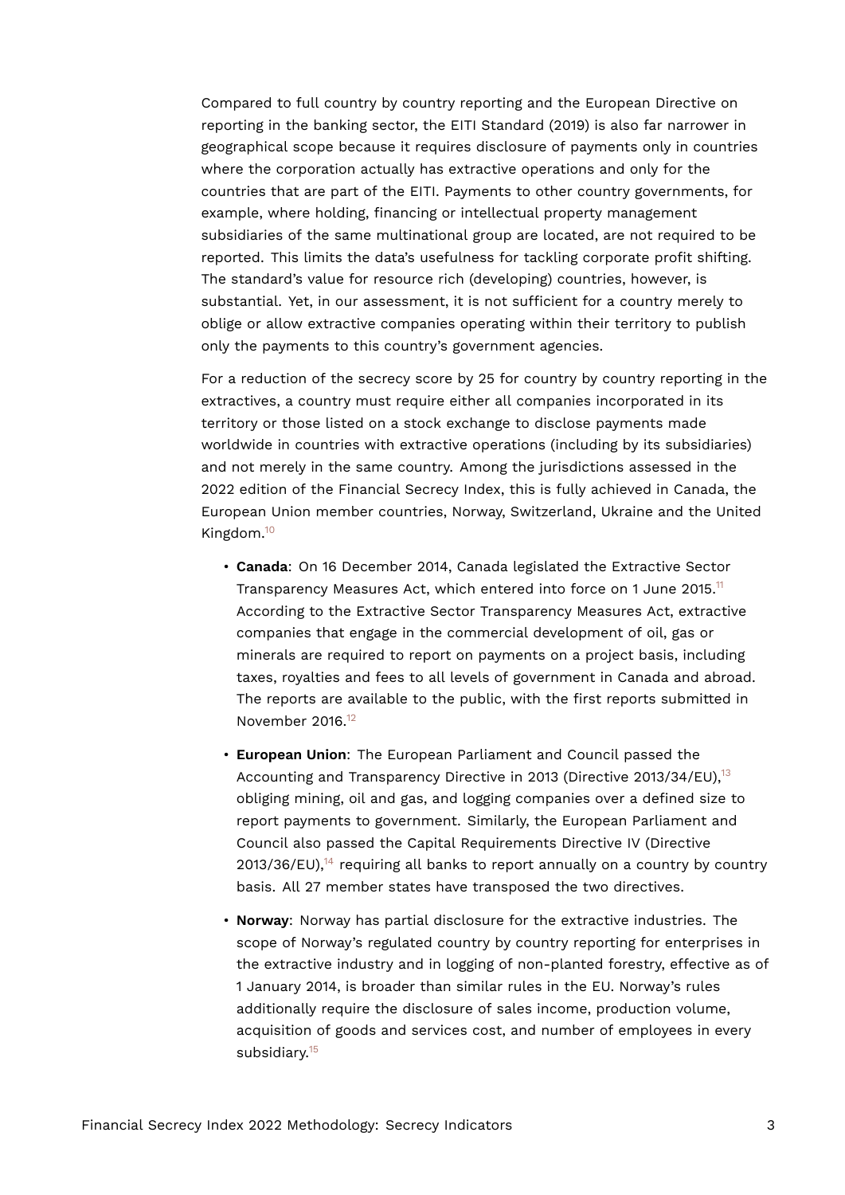Compared to full country by country reporting and the European Directive on reporting in the banking sector, the EITI Standard (2019) is also far narrower in geographical scope because it requires disclosure of payments only in countries where the corporation actually has extractive operations and only for the countries that are part of the EITI. Payments to other country governments, for example, where holding, financing or intellectual property management subsidiaries of the same multinational group are located, are not required to be reported. This limits the data's usefulness for tackling corporate profit shifting. The standard's value for resource rich (developing) countries, however, is substantial. Yet, in our assessment, it is not sufficient for a country merely to oblige or allow extractive companies operating within their territory to publish only the payments to this country's government agencies.

For a reduction of the secrecy score by 25 for country by country reporting in the extractives, a country must require either all companies incorporated in its territory or those listed on a stock exchange to disclose payments made worldwide in countries with extractive operations (including by its subsidiaries) and not merely in the same country. Among the jurisdictions assessed in the 2022 edition of the Financial Secrecy Index, this is fully achieved in Canada, the European Union member countries, Norway, Switzerland, Ukraine and the United Kingdom.[10]

- **Canada**: On 16 December 2014, Canada legislated the Extractive Sector Transparency Measures Act, which entered into force on 1 June 2015.[11] According to the Extractive Sector Transparency Measures Act, extractive companies that engage in the commercial development of oil, gas or minerals are required to report on payments on a project basis, including taxes, royalties and fees to all levels of government in Canada and abroad. The reports are available to the public, with the first reports submitted in November 2016.[12]
- **European Union**: The European Parliament and Council passed the Accounting and Transparency Directive in 2013 (Directive 2013/34/EU),[13] obliging mining, oil and gas, and logging companies over a defined size to report payments to government. Similarly, the European Parliament and Council also passed the Capital Requirements Directive IV (Directive 2013/36/EU),[14] requiring all banks to report annually on a country by country basis. All 27 member states have transposed the two directives.
- **Norway**: Norway has partial disclosure for the extractive industries. The scope of Norway's regulated country by country reporting for enterprises in the extractive industry and in logging of non-planted forestry, effective as of 1 January 2014, is broader than similar rules in the EU. Norway's rules additionally require the disclosure of sales income, production volume, acquisition of goods and services cost, and number of employees in every subsidiary.[15]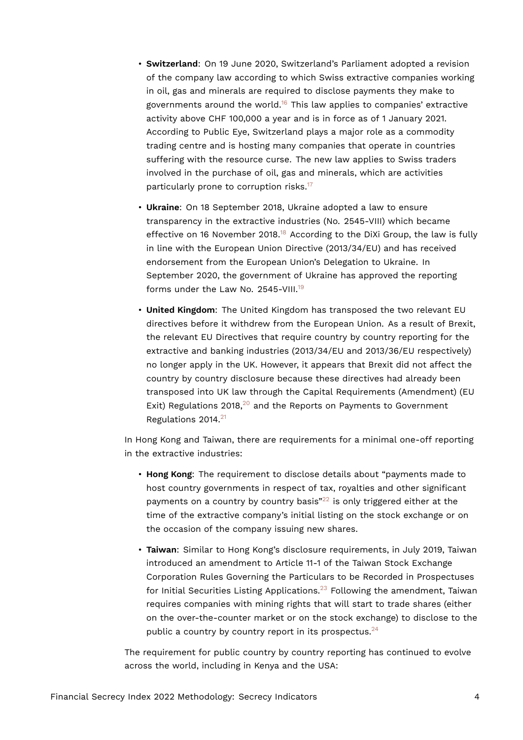- **Switzerland**: On 19 June 2020, Switzerland's Parliament adopted a revision of the company law according to which Swiss extractive companies working in oil, gas and minerals are required to disclose payments they make to governments around the world.[16] This law applies to companies' extractive activity above CHF 100,000 a year and is in force as of 1 January 2021. According to Public Eye, Switzerland plays a major role as a commodity trading centre and is hosting many companies that operate in countries suffering with the resource curse. The new law applies to Swiss traders involved in the purchase of oil, gas and minerals, which are activities particularly prone to corruption risks.[17]

- **Ukraine**: On 18 September 2018, Ukraine adopted a law to ensure transparency in the extractive industries (No. 2545-VIII) which became effective on 16 November 2018.[18] According to the DiXi Group, the law is fully in line with the European Union Directive (2013/34/EU) and has received endorsement from the European Union's Delegation to Ukraine. In September 2020, the government of Ukraine has approved the reporting forms under the Law No. 2545-VIII.[19]

- **United Kingdom**: The United Kingdom has transposed the two relevant EU directives before it withdrew from the European Union. As a result of Brexit, the relevant EU Directives that require country by country reporting for the extractive and banking industries (2013/34/EU and 2013/36/EU respectively) no longer apply in the UK. However, it appears that Brexit did not affect the country by country disclosure because these directives had already been transposed into UK law through the Capital Requirements (Amendment) (EU Exit) Regulations 2018,[20] and the Reports on Payments to Government Regulations 2014.[21]

In Hong Kong and Taiwan, there are requirements for a minimal one-off reporting in the extractive industries:

- **Hong Kong**: The requirement to disclose details about "payments made to host country governments in respect of tax, royalties and other significant payments on a country by country basis"[22] is only triggered either at the time of the extractive company's initial listing on the stock exchange or on the occasion of the company issuing new shares.

- **Taiwan**: Similar to Hong Kong's disclosure requirements, in July 2019, Taiwan introduced an amendment to Article 11-1 of the Taiwan Stock Exchange Corporation Rules Governing the Particulars to be Recorded in Prospectuses for Initial Securities Listing Applications.[23] Following the amendment, Taiwan requires companies with mining rights that will start to trade shares (either on the over-the-counter market or on the stock exchange) to disclose to the public a country by country report in its prospectus.[24]

The requirement for public country by country reporting has continued to evolve across the world, including in Kenya and the USA: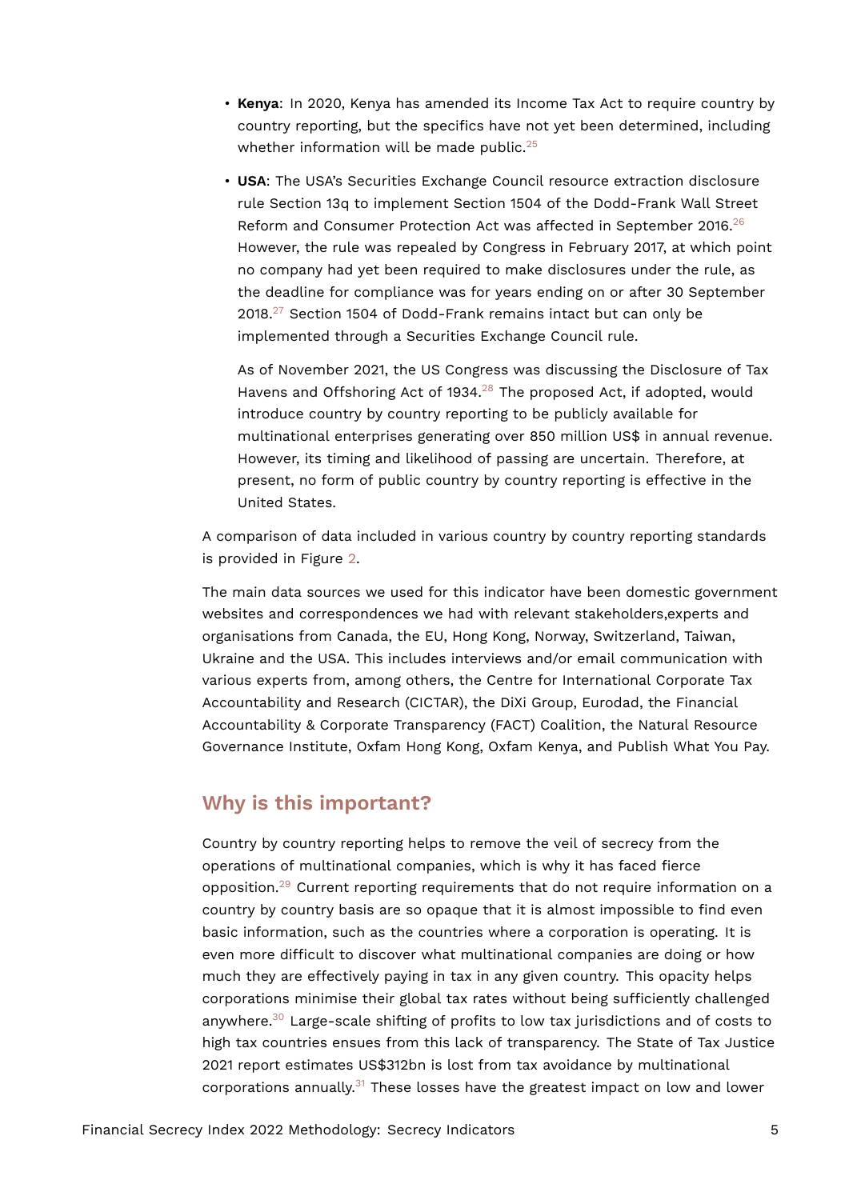- **Kenya**: In 2020, Kenya has amended its Income Tax Act to require country by country reporting, but the specifics have not yet been determined, including whether information will be made public.[25]

- **USA**: The USA's Securities Exchange Council resource extraction disclosure rule Section 13q to implement Section 1504 of the Dodd-Frank Wall Street Reform and Consumer Protection Act was affected in September 2016.[26] However, the rule was repealed by Congress in February 2017, at which point no company had yet been required to make disclosures under the rule, as the deadline for compliance was for years ending on or after 30 September 2018.[27] Section 1504 of Dodd-Frank remains intact but can only be implemented through a Securities Exchange Council rule.

  As of November 2021, the US Congress was discussing the Disclosure of Tax Havens and Offshoring Act of 1934.[28] The proposed Act, if adopted, would introduce country by country reporting to be publicly available for multinational enterprises generating over 850 million US$ in annual revenue. However, its timing and likelihood of passing are uncertain. Therefore, at present, no form of public country by country reporting is effective in the United States.

A comparison of data included in various country by country reporting standards is provided in Figure 2.

The main data sources we used for this indicator have been domestic government websites and correspondences we had with relevant stakeholders,experts and organisations from Canada, the EU, Hong Kong, Norway, Switzerland, Taiwan, Ukraine and the USA. This includes interviews and/or email communication with various experts from, among others, the Centre for International Corporate Tax Accountability and Research (CICTAR), the DiXi Group, Eurodad, the Financial Accountability & Corporate Transparency (FACT) Coalition, the Natural Resource Governance Institute, Oxfam Hong Kong, Oxfam Kenya, and Publish What You Pay.

## Why is this important?

Country by country reporting helps to remove the veil of secrecy from the operations of multinational companies, which is why it has faced fierce opposition.[29] Current reporting requirements that do not require information on a country by country basis are so opaque that it is almost impossible to find even basic information, such as the countries where a corporation is operating. It is even more difficult to discover what multinational companies are doing or how much they are effectively paying in tax in any given country. This opacity helps corporations minimise their global tax rates without being sufficiently challenged anywhere.[30] Large-scale shifting of profits to low tax jurisdictions and of costs to high tax countries ensues from this lack of transparency. The State of Tax Justice 2021 report estimates US$312bn is lost from tax avoidance by multinational corporations annually.[31] These losses have the greatest impact on low and lower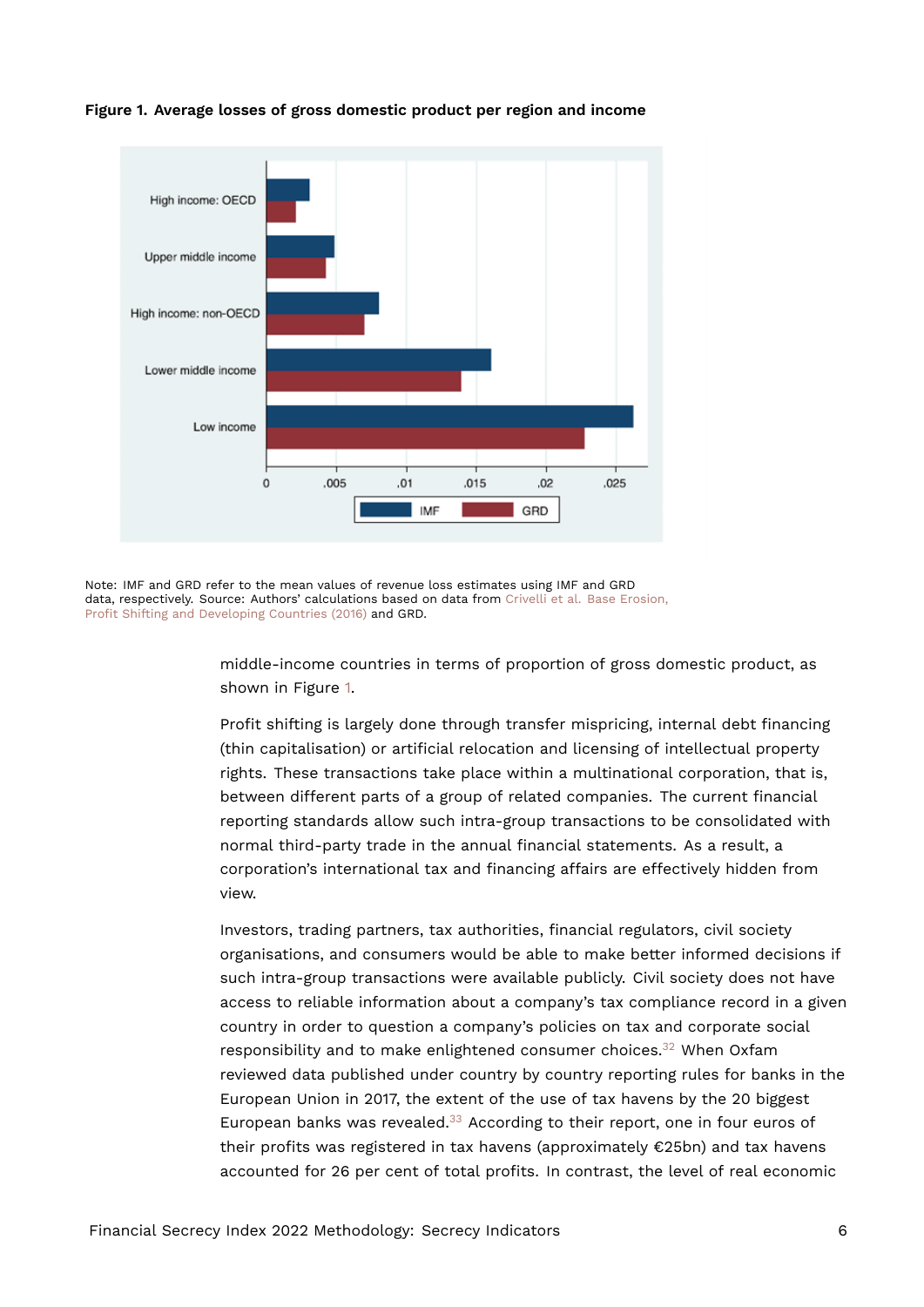**Figure 1. Average losses of gross domestic product per region and income**

Note: IMF and GRD refer to the mean values of revenue loss estimates using IMF and GRD data, respectively. Source: Authors' calculations based on data from Crivelli et al. Base Erosion, Profit Shifting and Developing Countries (2016) and GRD.

middle-income countries in terms of proportion of gross domestic product, as shown in Figure 1.

Profit shifting is largely done through transfer mispricing, internal debt financing (thin capitalisation) or artificial relocation and licensing of intellectual property rights. These transactions take place within a multinational corporation, that is, between different parts of a group of related companies. The current financial reporting standards allow such intra-group transactions to be consolidated with normal third-party trade in the annual financial statements. As a result, a corporation's international tax and financing affairs are effectively hidden from view.

Investors, trading partners, tax authorities, financial regulators, civil society organisations, and consumers would be able to make better informed decisions if such intra-group transactions were available publicly. Civil society does not have access to reliable information about a company's tax compliance record in a given country in order to question a company's policies on tax and corporate social responsibility and to make enlightened consumer choices.[32] When Oxfam reviewed data published under country by country reporting rules for banks in the European Union in 2017, the extent of the use of tax havens by the 20 biggest European banks was revealed.[33] According to their report, one in four euros of their profits was registered in tax havens (approximately €25bn) and tax havens accounted for 26 per cent of total profits. In contrast, the level of real economic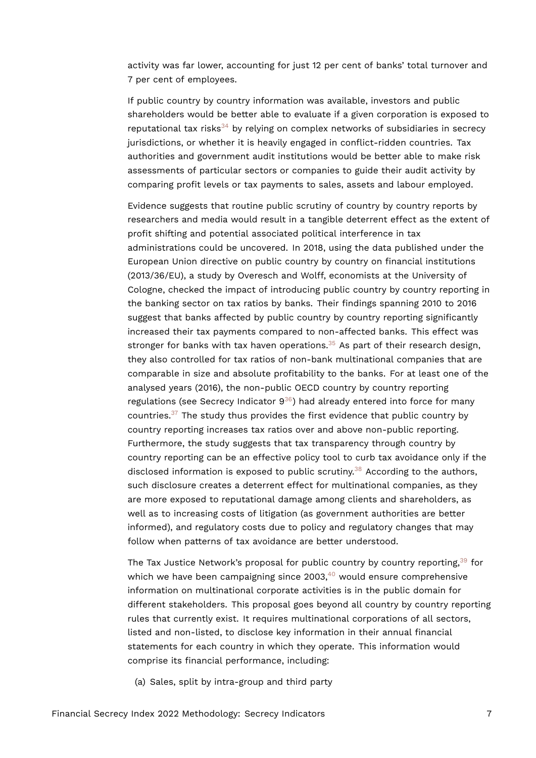activity was far lower, accounting for just 12 per cent of banks' total turnover and 7 per cent of employees.

If public country by country information was available, investors and public shareholders would be better able to evaluate if a given corporation is exposed to reputational tax risks[34] by relying on complex networks of subsidiaries in secrecy jurisdictions, or whether it is heavily engaged in conflict-ridden countries. Tax authorities and government audit institutions would be better able to make risk assessments of particular sectors or companies to guide their audit activity by comparing profit levels or tax payments to sales, assets and labour employed.

Evidence suggests that routine public scrutiny of country by country reports by researchers and media would result in a tangible deterrent effect as the extent of profit shifting and potential associated political interference in tax administrations could be uncovered. In 2018, using the data published under the European Union directive on public country by country on financial institutions (2013/36/EU), a study by Overesch and Wolff, economists at the University of Cologne, checked the impact of introducing public country by country reporting in the banking sector on tax ratios by banks. Their findings spanning 2010 to 2016 suggest that banks affected by public country by country reporting significantly increased their tax payments compared to non-affected banks. This effect was stronger for banks with tax haven operations.[35] As part of their research design, they also controlled for tax ratios of non-bank multinational companies that are comparable in size and absolute profitability to the banks. For at least one of the analysed years (2016), the non-public OECD country by country reporting regulations (see Secrecy Indicator 9[36]) had already entered into force for many countries.[37] The study thus provides the first evidence that public country by country reporting increases tax ratios over and above non-public reporting. Furthermore, the study suggests that tax transparency through country by country reporting can be an effective policy tool to curb tax avoidance only if the disclosed information is exposed to public scrutiny.[38] According to the authors, such disclosure creates a deterrent effect for multinational companies, as they are more exposed to reputational damage among clients and shareholders, as well as to increasing costs of litigation (as government authorities are better informed), and regulatory costs due to policy and regulatory changes that may follow when patterns of tax avoidance are better understood.

The Tax Justice Network's proposal for public country by country reporting,[39] for which we have been campaigning since 2003,[40] would ensure comprehensive information on multinational corporate activities is in the public domain for different stakeholders. This proposal goes beyond all country by country reporting rules that currently exist. It requires multinational corporations of all sectors, listed and non-listed, to disclose key information in their annual financial statements for each country in which they operate. This information would comprise its financial performance, including:

(a) Sales, split by intra-group and third party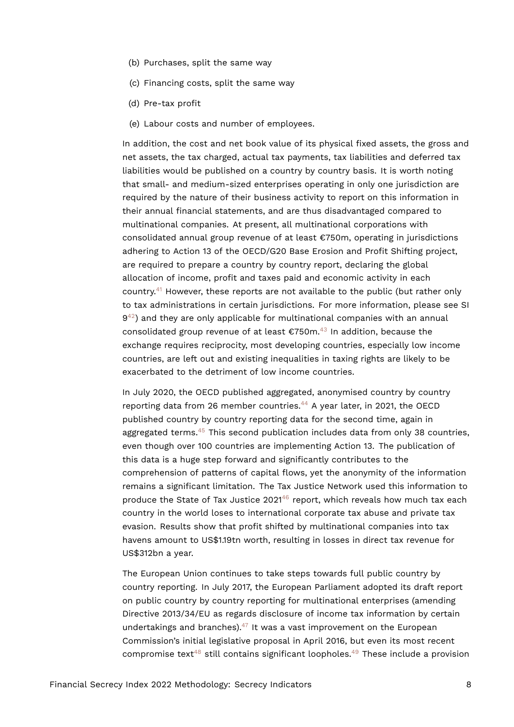(b) Purchases, split the same way

(c) Financing costs, split the same way

(d) Pre-tax profit

(e) Labour costs and number of employees.

In addition, the cost and net book value of its physical fixed assets, the gross and net assets, the tax charged, actual tax payments, tax liabilities and deferred tax liabilities would be published on a country by country basis. It is worth noting that small- and medium-sized enterprises operating in only one jurisdiction are required by the nature of their business activity to report on this information in their annual financial statements, and are thus disadvantaged compared to multinational companies. At present, all multinational corporations with consolidated annual group revenue of at least €750m, operating in jurisdictions adhering to Action 13 of the OECD/G20 Base Erosion and Profit Shifting project, are required to prepare a country by country report, declaring the global allocation of income, profit and taxes paid and economic activity in each country.[41] However, these reports are not available to the public (but rather only to tax administrations in certain jurisdictions. For more information, please see SI 9[42]) and they are only applicable for multinational companies with an annual consolidated group revenue of at least €750m.[43] In addition, because the exchange requires reciprocity, most developing countries, especially low income countries, are left out and existing inequalities in taxing rights are likely to be exacerbated to the detriment of low income countries.

In July 2020, the OECD published aggregated, anonymised country by country reporting data from 26 member countries.[44] A year later, in 2021, the OECD published country by country reporting data for the second time, again in aggregated terms.[45] This second publication includes data from only 38 countries, even though over 100 countries are implementing Action 13. The publication of this data is a huge step forward and significantly contributes to the comprehension of patterns of capital flows, yet the anonymity of the information remains a significant limitation. The Tax Justice Network used this information to produce the State of Tax Justice 2021[46] report, which reveals how much tax each country in the world loses to international corporate tax abuse and private tax evasion. Results show that profit shifted by multinational companies into tax havens amount to US$1.19tn worth, resulting in losses in direct tax revenue for US$312bn a year.

The European Union continues to take steps towards full public country by country reporting. In July 2017, the European Parliament adopted its draft report on public country by country reporting for multinational enterprises (amending Directive 2013/34/EU as regards disclosure of income tax information by certain undertakings and branches).[47] It was a vast improvement on the European Commission's initial legislative proposal in April 2016, but even its most recent compromise text[48] still contains significant loopholes.[49] These include a provision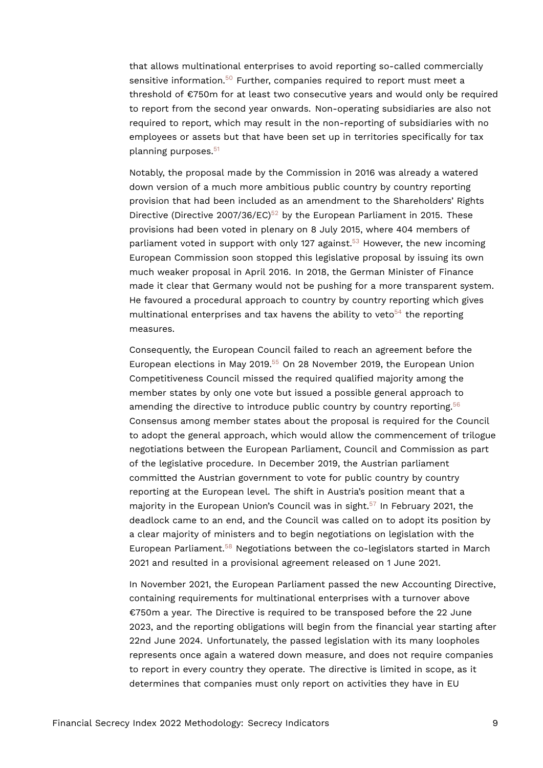that allows multinational enterprises to avoid reporting so-called commercially sensitive information.[50] Further, companies required to report must meet a threshold of €750m for at least two consecutive years and would only be required to report from the second year onwards. Non-operating subsidiaries are also not required to report, which may result in the non-reporting of subsidiaries with no employees or assets but that have been set up in territories specifically for tax planning purposes.[51]

Notably, the proposal made by the Commission in 2016 was already a watered down version of a much more ambitious public country by country reporting provision that had been included as an amendment to the Shareholders' Rights Directive (Directive 2007/36/EC)[52] by the European Parliament in 2015. These provisions had been voted in plenary on 8 July 2015, where 404 members of parliament voted in support with only 127 against.[53] However, the new incoming European Commission soon stopped this legislative proposal by issuing its own much weaker proposal in April 2016. In 2018, the German Minister of Finance made it clear that Germany would not be pushing for a more transparent system. He favoured a procedural approach to country by country reporting which gives multinational enterprises and tax havens the ability to veto[54] the reporting measures.

Consequently, the European Council failed to reach an agreement before the European elections in May 2019.[55] On 28 November 2019, the European Union Competitiveness Council missed the required qualified majority among the member states by only one vote but issued a possible general approach to amending the directive to introduce public country by country reporting.[56] Consensus among member states about the proposal is required for the Council to adopt the general approach, which would allow the commencement of trilogue negotiations between the European Parliament, Council and Commission as part of the legislative procedure. In December 2019, the Austrian parliament committed the Austrian government to vote for public country by country reporting at the European level. The shift in Austria's position meant that a majority in the European Union's Council was in sight.[57] In February 2021, the deadlock came to an end, and the Council was called on to adopt its position by a clear majority of ministers and to begin negotiations on legislation with the European Parliament.[58] Negotiations between the co-legislators started in March 2021 and resulted in a provisional agreement released on 1 June 2021.

In November 2021, the European Parliament passed the new Accounting Directive, containing requirements for multinational enterprises with a turnover above €750m a year. The Directive is required to be transposed before the 22 June 2023, and the reporting obligations will begin from the financial year starting after 22nd June 2024. Unfortunately, the passed legislation with its many loopholes represents once again a watered down measure, and does not require companies to report in every country they operate. The directive is limited in scope, as it determines that companies must only report on activities they have in EU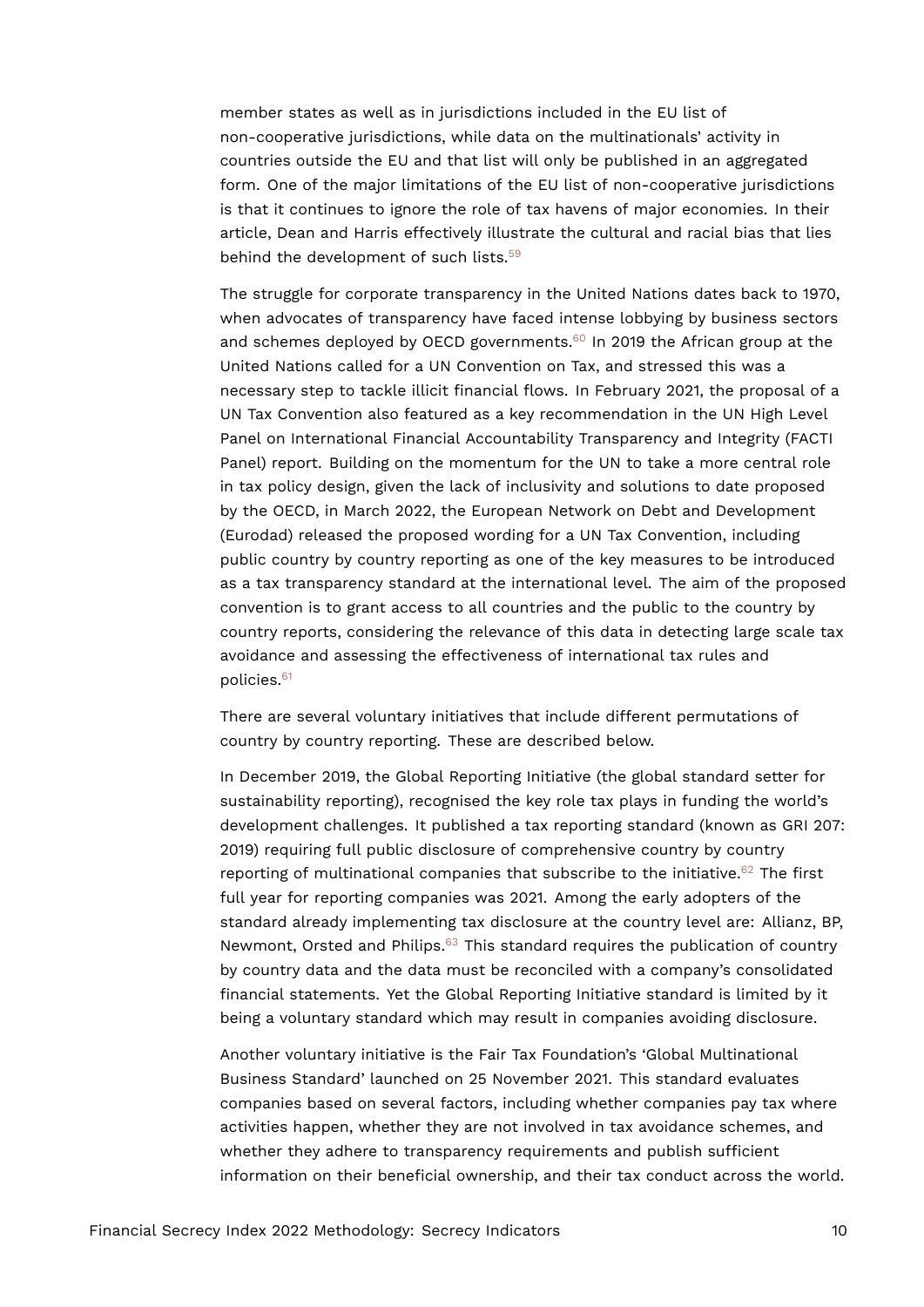member states as well as in jurisdictions included in the EU list of non-cooperative jurisdictions, while data on the multinationals' activity in countries outside the EU and that list will only be published in an aggregated form. One of the major limitations of the EU list of non-cooperative jurisdictions is that it continues to ignore the role of tax havens of major economies. In their article, Dean and Harris effectively illustrate the cultural and racial bias that lies behind the development of such lists.[59]

The struggle for corporate transparency in the United Nations dates back to 1970, when advocates of transparency have faced intense lobbying by business sectors and schemes deployed by OECD governments.[60] In 2019 the African group at the United Nations called for a UN Convention on Tax, and stressed this was a necessary step to tackle illicit financial flows. In February 2021, the proposal of a UN Tax Convention also featured as a key recommendation in the UN High Level Panel on International Financial Accountability Transparency and Integrity (FACTI Panel) report. Building on the momentum for the UN to take a more central role in tax policy design, given the lack of inclusivity and solutions to date proposed by the OECD, in March 2022, the European Network on Debt and Development (Eurodad) released the proposed wording for a UN Tax Convention, including public country by country reporting as one of the key measures to be introduced as a tax transparency standard at the international level. The aim of the proposed convention is to grant access to all countries and the public to the country by country reports, considering the relevance of this data in detecting large scale tax avoidance and assessing the effectiveness of international tax rules and policies.[61]

There are several voluntary initiatives that include different permutations of country by country reporting. These are described below.

In December 2019, the Global Reporting Initiative (the global standard setter for sustainability reporting), recognised the key role tax plays in funding the world's development challenges. It published a tax reporting standard (known as GRI 207: 2019) requiring full public disclosure of comprehensive country by country reporting of multinational companies that subscribe to the initiative.[62] The first full year for reporting companies was 2021. Among the early adopters of the standard already implementing tax disclosure at the country level are: Allianz, BP, Newmont, Orsted and Philips.[63] This standard requires the publication of country by country data and the data must be reconciled with a company's consolidated financial statements. Yet the Global Reporting Initiative standard is limited by it being a voluntary standard which may result in companies avoiding disclosure.

Another voluntary initiative is the Fair Tax Foundation's 'Global Multinational Business Standard' launched on 25 November 2021. This standard evaluates companies based on several factors, including whether companies pay tax where activities happen, whether they are not involved in tax avoidance schemes, and whether they adhere to transparency requirements and publish sufficient information on their beneficial ownership, and their tax conduct across the world.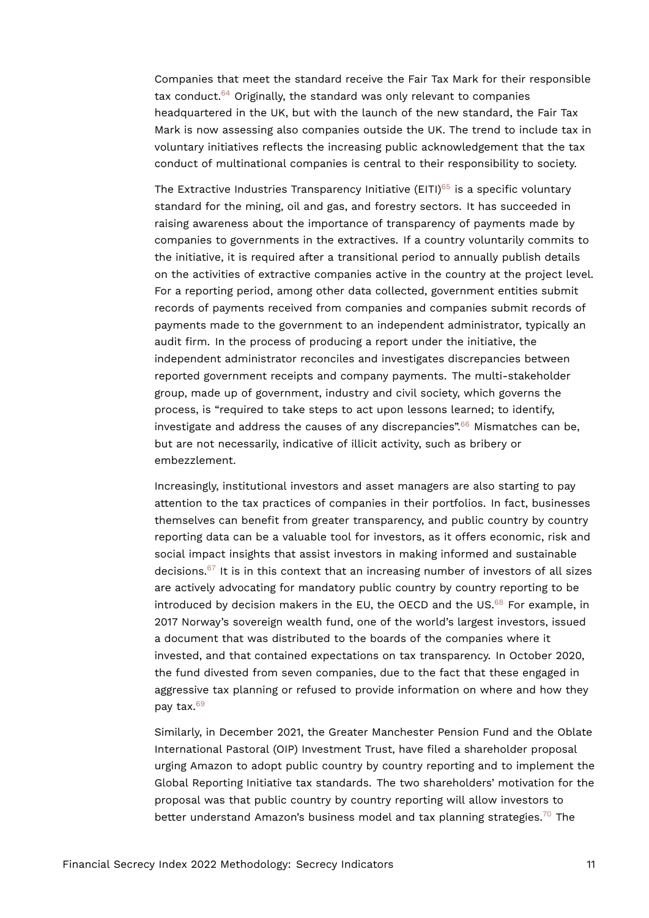Companies that meet the standard receive the Fair Tax Mark for their responsible tax conduct.[64] Originally, the standard was only relevant to companies headquartered in the UK, but with the launch of the new standard, the Fair Tax Mark is now assessing also companies outside the UK. The trend to include tax in voluntary initiatives reflects the increasing public acknowledgement that the tax conduct of multinational companies is central to their responsibility to society.

The Extractive Industries Transparency Initiative (EITI)[65] is a specific voluntary standard for the mining, oil and gas, and forestry sectors. It has succeeded in raising awareness about the importance of transparency of payments made by companies to governments in the extractives. If a country voluntarily commits to the initiative, it is required after a transitional period to annually publish details on the activities of extractive companies active in the country at the project level. For a reporting period, among other data collected, government entities submit records of payments received from companies and companies submit records of payments made to the government to an independent administrator, typically an audit firm. In the process of producing a report under the initiative, the independent administrator reconciles and investigates discrepancies between reported government receipts and company payments. The multi-stakeholder group, made up of government, industry and civil society, which governs the process, is "required to take steps to act upon lessons learned; to identify, investigate and address the causes of any discrepancies".[66] Mismatches can be, but are not necessarily, indicative of illicit activity, such as bribery or embezzlement.

Increasingly, institutional investors and asset managers are also starting to pay attention to the tax practices of companies in their portfolios. In fact, businesses themselves can benefit from greater transparency, and public country by country reporting data can be a valuable tool for investors, as it offers economic, risk and social impact insights that assist investors in making informed and sustainable decisions.[67] It is in this context that an increasing number of investors of all sizes are actively advocating for mandatory public country by country reporting to be introduced by decision makers in the EU, the OECD and the US.[68] For example, in 2017 Norway's sovereign wealth fund, one of the world's largest investors, issued a document that was distributed to the boards of the companies where it invested, and that contained expectations on tax transparency. In October 2020, the fund divested from seven companies, due to the fact that these engaged in aggressive tax planning or refused to provide information on where and how they pay tax.[69]

Similarly, in December 2021, the Greater Manchester Pension Fund and the Oblate International Pastoral (OIP) Investment Trust, have filed a shareholder proposal urging Amazon to adopt public country by country reporting and to implement the Global Reporting Initiative tax standards. The two shareholders' motivation for the proposal was that public country by country reporting will allow investors to better understand Amazon's business model and tax planning strategies.[70] The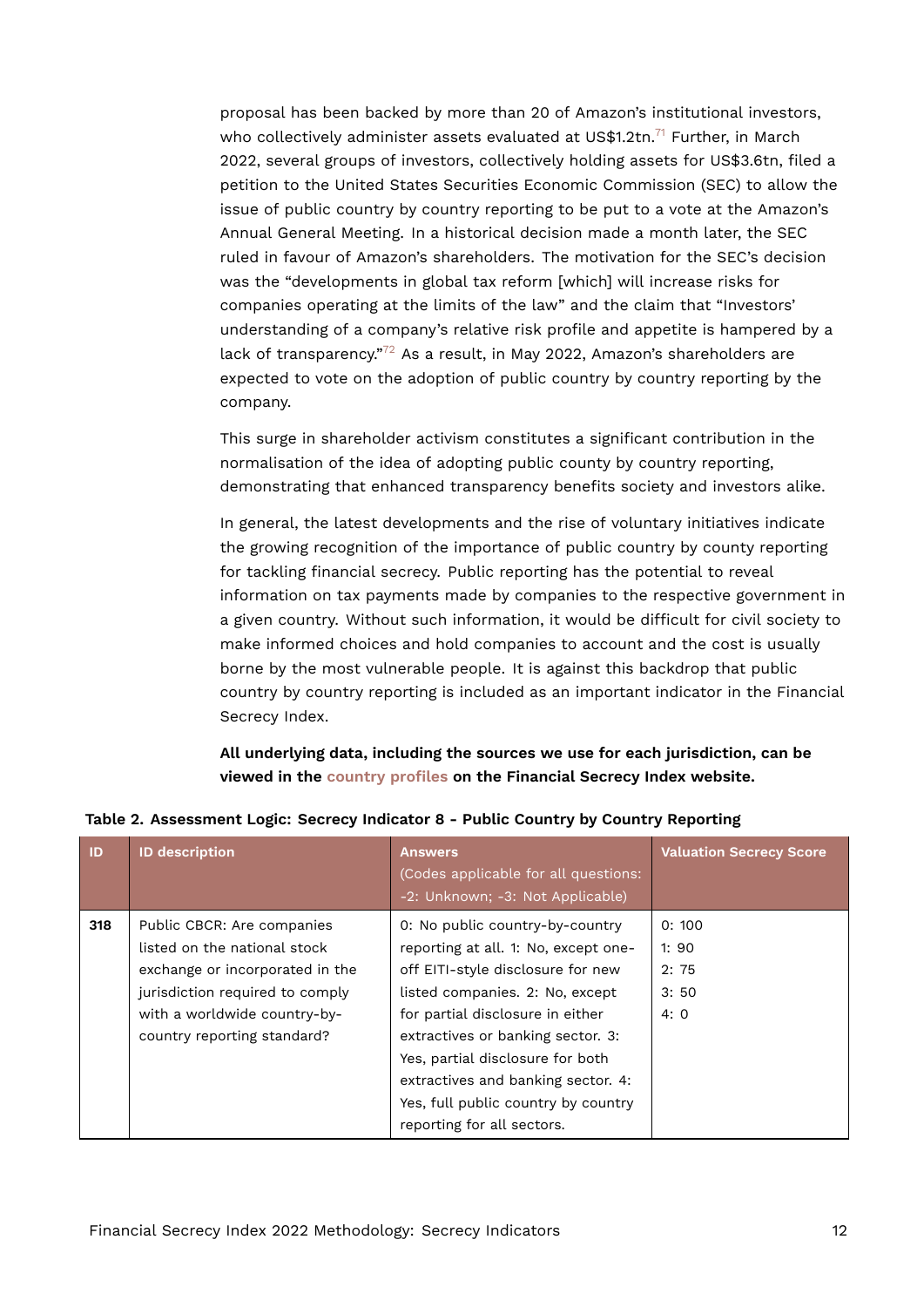proposal has been backed by more than 20 of Amazon's institutional investors, who collectively administer assets evaluated at US$1.2tn.[71] Further, in March 2022, several groups of investors, collectively holding assets for US$3.6tn, filed a petition to the United States Securities Economic Commission (SEC) to allow the issue of public country by country reporting to be put to a vote at the Amazon's Annual General Meeting. In a historical decision made a month later, the SEC ruled in favour of Amazon's shareholders. The motivation for the SEC's decision was the "developments in global tax reform [which] will increase risks for companies operating at the limits of the law" and the claim that "Investors' understanding of a company's relative risk profile and appetite is hampered by a lack of transparency."[72] As a result, in May 2022, Amazon's shareholders are expected to vote on the adoption of public country by country reporting by the company.

This surge in shareholder activism constitutes a significant contribution in the normalisation of the idea of adopting public county by country reporting, demonstrating that enhanced transparency benefits society and investors alike.

In general, the latest developments and the rise of voluntary initiatives indicate the growing recognition of the importance of public country by county reporting for tackling financial secrecy. Public reporting has the potential to reveal information on tax payments made by companies to the respective government in a given country. Without such information, it would be difficult for civil society to make informed choices and hold companies to account and the cost is usually borne by the most vulnerable people. It is against this backdrop that public country by country reporting is included as an important indicator in the Financial Secrecy Index.

**All underlying data, including the sources we use for each jurisdiction, can be viewed in the country profiles on the Financial Secrecy Index website.**

**Table 2. Assessment Logic: Secrecy Indicator 8 - Public Country by Country Reporting**

| ID | ID description | Answers (Codes applicable for all questions: -2: Unknown; -3: Not Applicable) | Valuation Secrecy Score |
|---|---|---|---|
| **318** | Public CBCR: Are companies listed on the national stock exchange or incorporated in the jurisdiction required to comply with a worldwide country-by-country reporting standard? | 0: No public country-by-country reporting at all. 1: No, except one-off EITI-style disclosure for new listed companies. 2: No, except for partial disclosure in either extractives or banking sector. 3: Yes, partial disclosure for both extractives and banking sector. 4: Yes, full public country by country reporting for all sectors. | 0: 100<br>1: 90<br>2: 75<br>3: 50<br>4: 0 |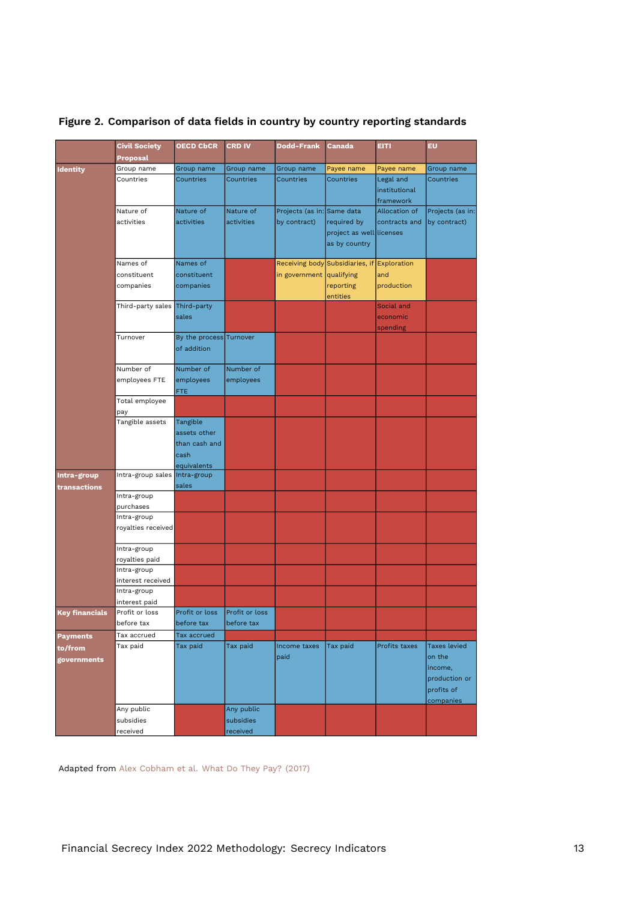**Figure 2. Comparison of data fields in country by country reporting standards**

| | Civil Society Proposal | OECD CbCR | CRD IV | Dodd-Frank | Canada | EITI | EU |
|---|---|---|---|---|---|---|---|
| Identity | Group name | Group name | Group name | Group name | Payee name | Payee name | Group name |
| | Countries | Countries | Countries | Countries | Countries | Legal and institutional framework | Countries |
| | Nature of activities | Nature of activities | Nature of activities | Projects (as in: by contract) | Same data required by project as well as by country | Allocation of contracts and licenses | Projects (as in: by contract) |
| | Names of constituent companies | Names of constituent companies | | Receiving body in government | Subsidiaries, if qualifying reporting entities | Exploration and production | |
| | Third-party sales | Third-party sales | | | | Social and economic spending | |
| | Turnover | By the process of addition | Turnover | | | | |
| | Number of employees FTE | Number of employees FTE | Number of employees | | | | |
| | Total employee pay | | | | | | |
| | Tangible assets | Tangible assets other than cash and cash equivalents | | | | | |
| Intra-group transactions | Intra-group sales | Intra-group sales | | | | | |
| | Intra-group purchases | | | | | | |
| | Intra-group royalties received | | | | | | |
| | Intra-group royalties paid | | | | | | |
| | Intra-group interest received | | | | | | |
| | Intra-group interest paid | | | | | | |
| Key financials | Profit or loss before tax | Profit or loss before tax | Profit or loss before tax | | | | |
| Payments to/from governments | Tax accrued | Tax accrued | | | | | |
| | Tax paid | Tax paid | Tax paid | Income taxes paid | Tax paid | Profits taxes | Taxes levied on the income, production or profits of companies |
| | Any public subsidies received | | Any public subsidies received | | | | |

Adapted from Alex Cobham et al. What Do They Pay? (2017)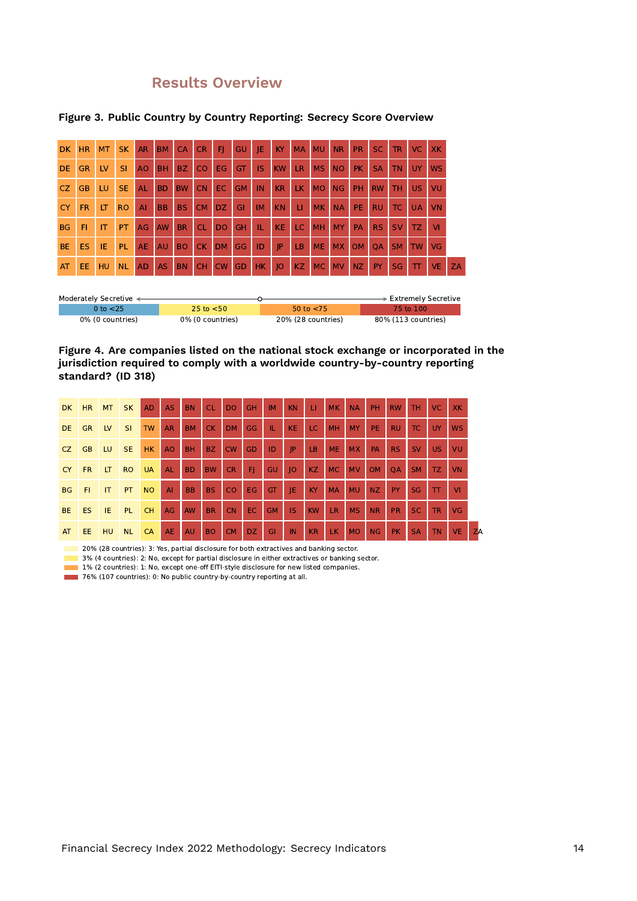## Results Overview

**Figure 3. Public Country by Country Reporting: Secrecy Score Overview**

| DK | HR | MT | SK | AR | BM | CA | CR | FJ | GU | JE | KY | MA | MU | NR | PR | SC | TR | VC | XK | |
|---|---|---|---|---|---|---|---|---|---|---|---|---|---|---|---|---|---|---|---|---|
| DE | GR | LV | SI | AO | BH | BZ | CO | EG | GT | IS | KW | LR | MS | NO | PK | SA | TN | UY | WS | |
| CZ | GB | LU | SE | AL | BD | BW | CN | EC | GM | IN | KR | LK | MO | NG | PH | RW | TH | US | VU | |
| CY | FR | LT | RO | AI | BB | BS | CM | DZ | GI | IM | KN | LI | MK | NA | PE | RU | TC | UA | VN | |
| BG | FI | IT | PT | AG | AW | BR | CL | DO | GH | IL | KE | LC | MH | MY | PA | RS | SV | TZ | VI | |
| BE | ES | IE | PL | AE | AU | BO | CK | DM | GG | ID | JP | LB | ME | MX | OM | QA | SM | TW | VG | |
| AT | EE | HU | NL | AD | AS | BN | CH | CW | GD | HK | JO | KZ | MC | MV | NZ | PY | SG | TT | VE | ZA |

Moderately Secretive ← → Extremely Secretive

| 0 to <25 | 25 to <50 | 50 to <75 | 75 to 100 |
|---|---|---|---|
| 0% (0 countries) | 0% (0 countries) | 20% (28 countries) | 80% (113 countries) |

**Figure 4. Are companies listed on the national stock exchange or incorporated in the jurisdiction required to comply with a worldwide country-by-country reporting standard? (ID 318)**

| DK | HR | MT | SK | AD | AS | BN | CL | DO | GH | IM | KN | LI | MK | NA | PH | RW | TH | VC | XK | |
|---|---|---|---|---|---|---|---|---|---|---|---|---|---|---|---|---|---|---|---|---|
| DE | GR | LV | SI | TW | AR | BM | CK | DM | GG | IL | KE | LC | MH | MY | PE | RU | TC | UY | WS | |
| CZ | GB | LU | SE | HK | AO | BH | BZ | CW | GD | ID | JP | LB | ME | MX | PA | RS | SV | US | VU | |
| CY | FR | LT | RO | UA | AL | BD | BW | CR | FJ | GU | JO | KZ | MC | MV | OM | QA | SM | TZ | VN | |
| BG | FI | IT | PT | NO | AI | BB | BS | CO | EG | GT | JE | KY | MA | MU | NZ | PY | SG | TT | VI | |
| BE | ES | IE | PL | CH | AG | AW | BR | CN | EC | GM | IS | KW | LR | MS | NR | PR | SC | TR | VG | |
| AT | EE | HU | NL | CA | AE | AU | BO | CM | DZ | GI | IN | KR | LK | MO | NG | PK | SA | TN | VE | ZA |

- 20% (28 countries): 3: Yes, partial disclosure for both extractives and banking sector.
- 3% (4 countries): 2: No, except for partial disclosure in either extractives or banking sector.
- 1% (2 countries): 1: No, except one-off EITI-style disclosure for new listed companies.
- 76% (107 countries): 0: No public country-by-country reporting at all.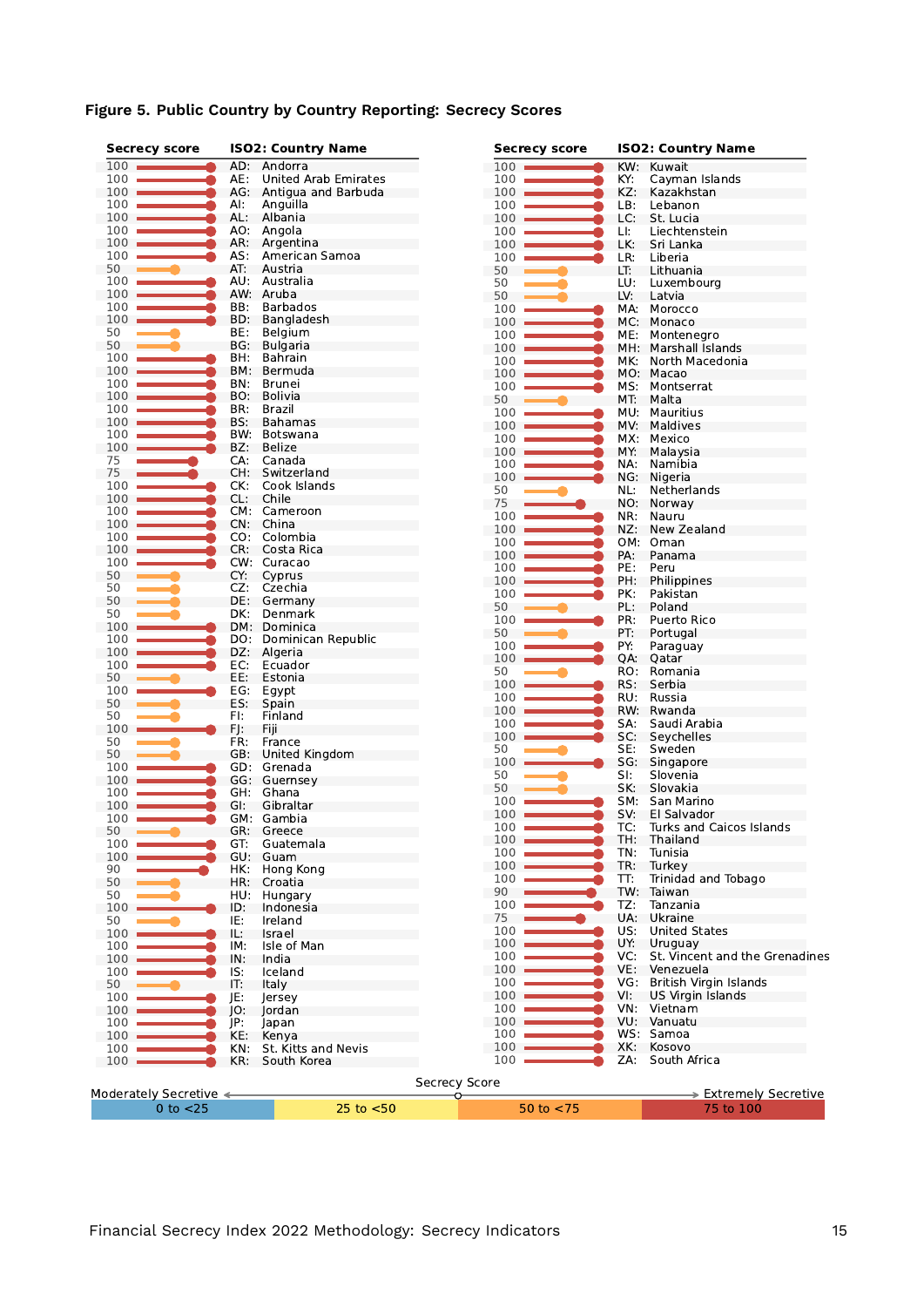**Figure 5. Public Country by Country Reporting: Secrecy Scores**

| Secrecy score | ISO2: Country Name |
|---|---|
| 100 | AD: Andorra |
| 100 | AE: United Arab Emirates |
| 100 | AG: Antigua and Barbuda |
| 100 | AI: Anguilla |
| 100 | AL: Albania |
| 100 | AO: Angola |
| 100 | AR: Argentina |
| 100 | AS: American Samoa |
| 50 | AT: Austria |
| 100 | AU: Australia |
| 100 | AW: Aruba |
| 100 | BB: Barbados |
| 100 | BD: Bangladesh |
| 50 | BE: Belgium |
| 50 | BG: Bulgaria |
| 100 | BH: Bahrain |
| 100 | BM: Bermuda |
| 100 | BN: Brunei |
| 100 | BO: Bolivia |
| 100 | BR: Brazil |
| 100 | BS: Bahamas |
| 100 | BW: Botswana |
| 100 | BZ: Belize |
| 75 | CA: Canada |
| 75 | CH: Switzerland |
| 100 | CK: Cook Islands |
| 100 | CL: Chile |
| 100 | CM: Cameroon |
| 100 | CN: China |
| 100 | CO: Colombia |
| 100 | CR: Costa Rica |
| 100 | CW: Curacao |
| 50 | CY: Cyprus |
| 50 | CZ: Czechia |
| 50 | DE: Germany |
| 50 | DK: Denmark |
| 100 | DM: Dominica |
| 100 | DO: Dominican Republic |
| 100 | DZ: Algeria |
| 100 | EC: Ecuador |
| 50 | EE: Estonia |
| 100 | EG: Egypt |
| 50 | ES: Spain |
| 50 | FI: Finland |
| 100 | FJ: Fiji |
| 50 | FR: France |
| 50 | GB: United Kingdom |
| 100 | GD: Grenada |
| 100 | GG: Guernsey |
| 100 | GH: Ghana |
| 100 | GI: Gibraltar |
| 100 | GM: Gambia |
| 50 | GR: Greece |
| 100 | GT: Guatemala |
| 100 | GU: Guam |
| 90 | HK: Hong Kong |
| 50 | HR: Croatia |
| 50 | HU: Hungary |
| 100 | ID: Indonesia |
| 50 | IE: Ireland |
| 100 | IL: Israel |
| 100 | IM: Isle of Man |
| 100 | IN: India |
| 100 | IS: Iceland |
| 50 | IT: Italy |
| 100 | JE: Jersey |
| 100 | JO: Jordan |
| 100 | JP: Japan |
| 100 | KE: Kenya |
| 100 | KN: St. Kitts and Nevis |
| 100 | KR: South Korea |
| 100 | KW: Kuwait |
| 100 | KY: Cayman Islands |
| 100 | KZ: Kazakhstan |
| 100 | LB: Lebanon |
| 100 | LC: St. Lucia |
| 100 | LI: Liechtenstein |
| 100 | LK: Sri Lanka |
| 100 | LR: Liberia |
| 50 | LT: Lithuania |
| 50 | LU: Luxembourg |
| 50 | LV: Latvia |
| 100 | MA: Morocco |
| 100 | MC: Monaco |
| 100 | ME: Montenegro |
| 100 | MH: Marshall Islands |
| 100 | MK: North Macedonia |
| 100 | MO: Macao |
| 100 | MS: Montserrat |
| 50 | MT: Malta |
| 100 | MU: Mauritius |
| 100 | MV: Maldives |
| 100 | MX: Mexico |
| 100 | MY: Malaysia |
| 100 | NA: Namibia |
| 100 | NG: Nigeria |
| 50 | NL: Netherlands |
| 75 | NO: Norway |
| 100 | NR: Nauru |
| 100 | NZ: New Zealand |
| 100 | OM: Oman |
| 100 | PA: Panama |
| 100 | PE: Peru |
| 100 | PH: Philippines |
| 100 | PK: Pakistan |
| 50 | PL: Poland |
| 100 | PR: Puerto Rico |
| 50 | PT: Portugal |
| 100 | PY: Paraguay |
| 100 | QA: Qatar |
| 50 | RO: Romania |
| 100 | RS: Serbia |
| 100 | RU: Russia |
| 100 | RW: Rwanda |
| 100 | SA: Saudi Arabia |
| 100 | SC: Seychelles |
| 50 | SE: Sweden |
| 100 | SG: Singapore |
| 50 | SI: Slovenia |
| 50 | SK: Slovakia |
| 100 | SM: San Marino |
| 100 | SV: El Salvador |
| 100 | TC: Turks and Caicos Islands |
| 100 | TH: Thailand |
| 100 | TN: Tunisia |
| 100 | TR: Turkey |
| 100 | TT: Trinidad and Tobago |
| 90 | TW: Taiwan |
| 100 | TZ: Tanzania |
| 75 | UA: Ukraine |
| 100 | US: United States |
| 100 | UY: Uruguay |
| 100 | VC: St. Vincent and the Grenadines |
| 100 | VE: Venezuela |
| 100 | VG: British Virgin Islands |
| 100 | VI: US Virgin Islands |
| 100 | VN: Vietnam |
| 100 | VU: Vanuatu |
| 100 | WS: Samoa |
| 100 | XK: Kosovo |
| 100 | ZA: South Africa |

Secrecy Score: Moderately Secretive ← → Extremely Secretive

| 0 to <25 | 25 to <50 | 50 to <75 | 75 to 100 |
|---|---|---|---|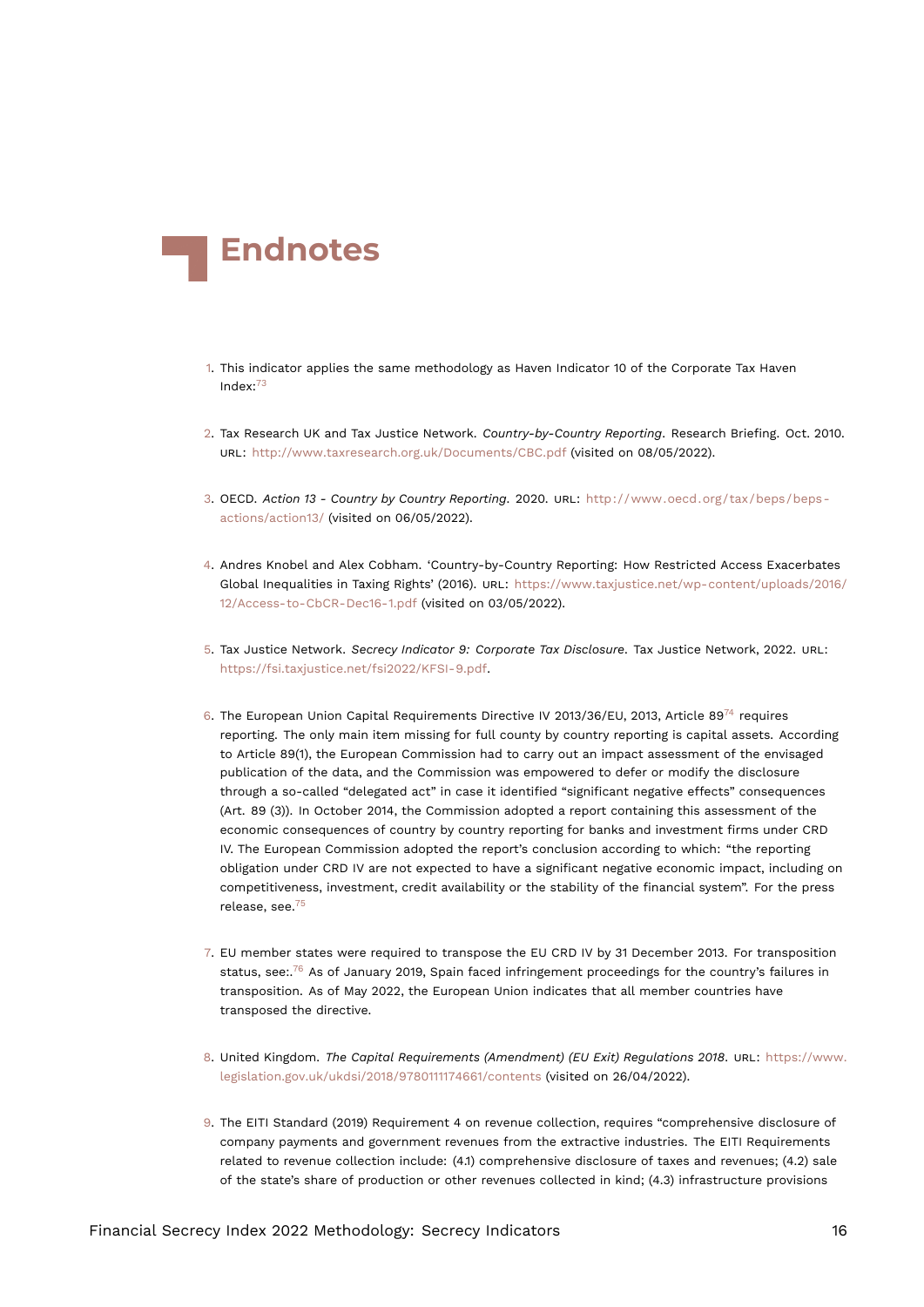# Endnotes

1. This indicator applies the same methodology as Haven Indicator 10 of the Corporate Tax Haven Index:[73]

2. Tax Research UK and Tax Justice Network. *Country-by-Country Reporting*. Research Briefing. Oct. 2010. URL: http://www.taxresearch.org.uk/Documents/CBC.pdf (visited on 08/05/2022).

3. OECD. *Action 13 - Country by Country Reporting*. 2020. URL: http://www.oecd.org/tax/beps/beps-actions/action13/ (visited on 06/05/2022).

4. Andres Knobel and Alex Cobham. 'Country-by-Country Reporting: How Restricted Access Exacerbates Global Inequalities in Taxing Rights' (2016). URL: https://www.taxjustice.net/wp-content/uploads/2016/12/Access-to-CbCR-Dec16-1.pdf (visited on 03/05/2022).

5. Tax Justice Network. *Secrecy Indicator 9: Corporate Tax Disclosure*. Tax Justice Network, 2022. URL: https://fsi.taxjustice.net/fsi2022/KFSI-9.pdf.

6. The European Union Capital Requirements Directive IV 2013/36/EU, 2013, Article 89[74] requires reporting. The only main item missing for full county by country reporting is capital assets. According to Article 89(1), the European Commission had to carry out an impact assessment of the envisaged publication of the data, and the Commission was empowered to defer or modify the disclosure through a so-called "delegated act" in case it identified "significant negative effects" consequences (Art. 89 (3)). In October 2014, the Commission adopted a report containing this assessment of the economic consequences of country by country reporting for banks and investment firms under CRD IV. The European Commission adopted the report's conclusion according to which: "the reporting obligation under CRD IV are not expected to have a significant negative economic impact, including on competitiveness, investment, credit availability or the stability of the financial system". For the press release, see.[75]

7. EU member states were required to transpose the EU CRD IV by 31 December 2013. For transposition status, see:.[76] As of January 2019, Spain faced infringement proceedings for the country's failures in transposition. As of May 2022, the European Union indicates that all member countries have transposed the directive.

8. United Kingdom. *The Capital Requirements (Amendment) (EU Exit) Regulations 2018*. URL: https://www.legislation.gov.uk/ukdsi/2018/9780111174661/contents (visited on 26/04/2022).

9. The EITI Standard (2019) Requirement 4 on revenue collection, requires "comprehensive disclosure of company payments and government revenues from the extractive industries. The EITI Requirements related to revenue collection include: (4.1) comprehensive disclosure of taxes and revenues; (4.2) sale of the state's share of production or other revenues collected in kind; (4.3) infrastructure provisions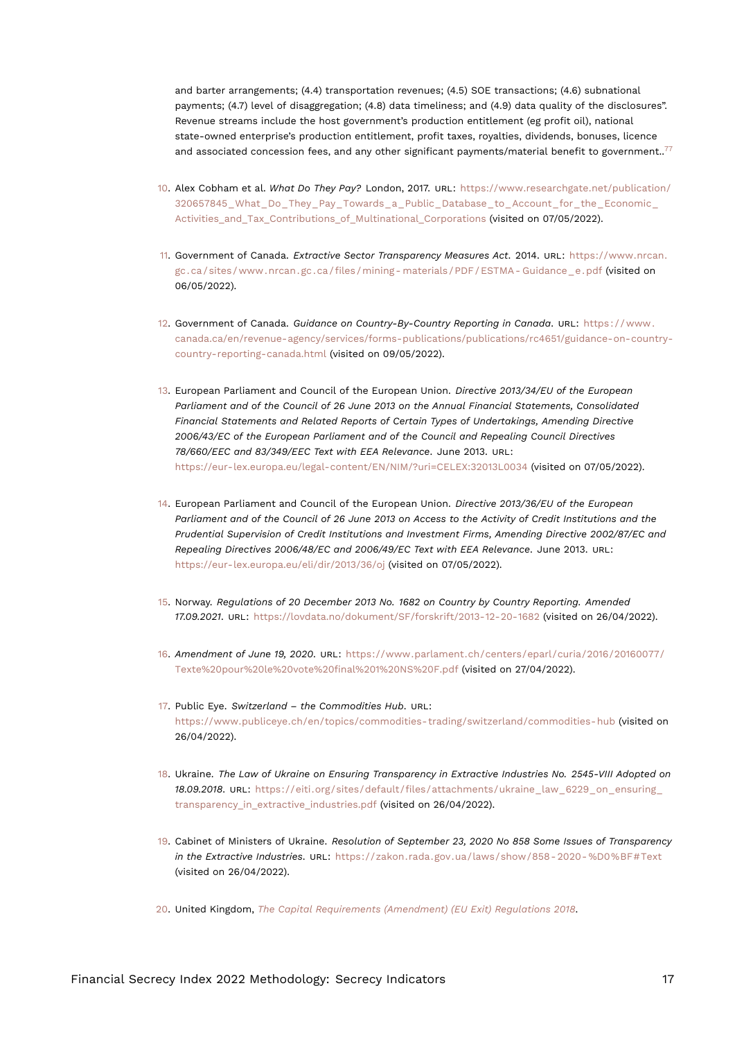and barter arrangements; (4.4) transportation revenues; (4.5) SOE transactions; (4.6) subnational payments; (4.7) level of disaggregation; (4.8) data timeliness; and (4.9) data quality of the disclosures". Revenue streams include the host government's production entitlement (eg profit oil), national state-owned enterprise's production entitlement, profit taxes, royalties, dividends, bonuses, licence and associated concession fees, and any other significant payments/material benefit to government..[77]

10. Alex Cobham et al. *What Do They Pay?* London, 2017. URL: https://www.researchgate.net/publication/320657845_What_Do_They_Pay_Towards_a_Public_Database_to_Account_for_the_Economic_Activities_and_Tax_Contributions_of_Multinational_Corporations (visited on 07/05/2022).

11. Government of Canada. *Extractive Sector Transparency Measures Act.* 2014. URL: https://www.nrcan.gc.ca/sites/www.nrcan.gc.ca/files/mining-materials/PDF/ESTMA-Guidance_e.pdf (visited on 06/05/2022).

12. Government of Canada. *Guidance on Country-By-Country Reporting in Canada*. URL: https://www.canada.ca/en/revenue-agency/services/forms-publications/publications/rc4651/guidance-on-country-country-reporting-canada.html (visited on 09/05/2022).

13. European Parliament and Council of the European Union. *Directive 2013/34/EU of the European Parliament and of the Council of 26 June 2013 on the Annual Financial Statements, Consolidated Financial Statements and Related Reports of Certain Types of Undertakings, Amending Directive 2006/43/EC of the European Parliament and of the Council and Repealing Council Directives 78/660/EEC and 83/349/EEC Text with EEA Relevance*. June 2013. URL: https://eur-lex.europa.eu/legal-content/EN/NIM/?uri=CELEX:32013L0034 (visited on 07/05/2022).

14. European Parliament and Council of the European Union. *Directive 2013/36/EU of the European Parliament and of the Council of 26 June 2013 on Access to the Activity of Credit Institutions and the Prudential Supervision of Credit Institutions and Investment Firms, Amending Directive 2002/87/EC and Repealing Directives 2006/48/EC and 2006/49/EC Text with EEA Relevance*. June 2013. URL: https://eur-lex.europa.eu/eli/dir/2013/36/oj (visited on 07/05/2022).

15. Norway. *Regulations of 20 December 2013 No. 1682 on Country by Country Reporting. Amended 17.09.2021*. URL: https://lovdata.no/dokument/SF/forskrift/2013-12-20-1682 (visited on 26/04/2022).

16. *Amendment of June 19, 2020*. URL: https://www.parlament.ch/centers/eparl/curia/2016/20160077/Texte%20pour%20le%20vote%20final%201%20NS%20F.pdf (visited on 27/04/2022).

17. Public Eye. *Switzerland – the Commodities Hub*. URL: https://www.publiceye.ch/en/topics/commodities-trading/switzerland/commodities-hub (visited on 26/04/2022).

18. Ukraine. *The Law of Ukraine on Ensuring Transparency in Extractive Industries No. 2545-VIII Adopted on 18.09.2018*. URL: https://eiti.org/sites/default/files/attachments/ukraine_law_6229_on_ensuring_transparency_in_extractive_industries.pdf (visited on 26/04/2022).

19. Cabinet of Ministers of Ukraine. *Resolution of September 23, 2020 No 858 Some Issues of Transparency in the Extractive Industries*. URL: https://zakon.rada.gov.ua/laws/show/858-2020-%D0%BF#Text (visited on 26/04/2022).

20. United Kingdom, *The Capital Requirements (Amendment) (EU Exit) Regulations 2018*.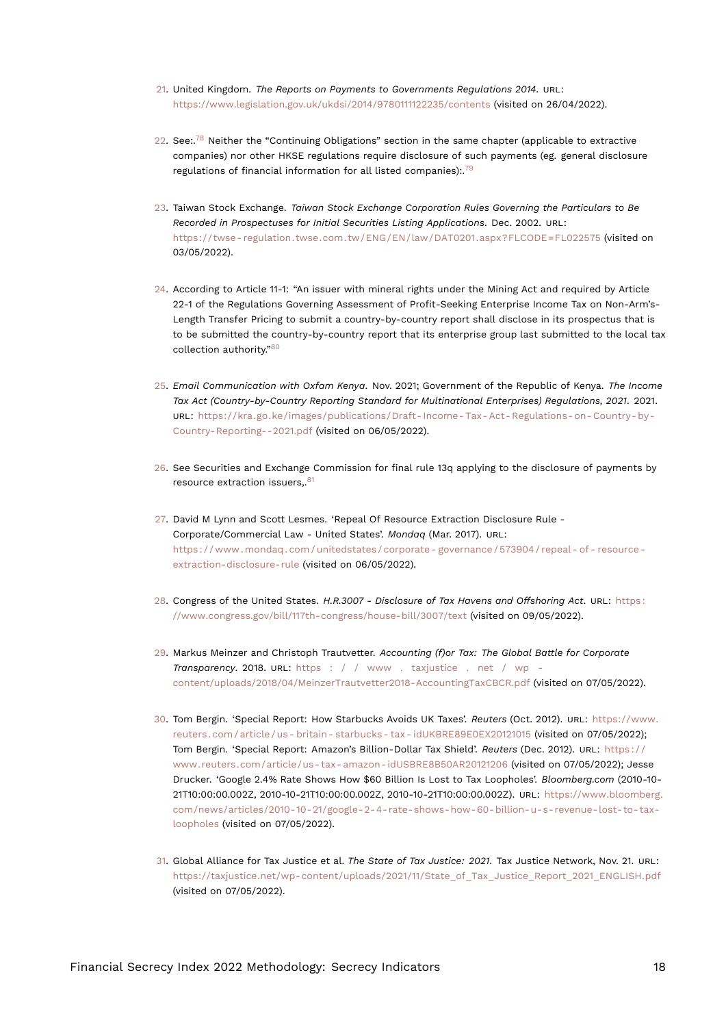21. United Kingdom. *The Reports on Payments to Governments Regulations 2014*. URL: https://www.legislation.gov.uk/ukdsi/2014/9780111122235/contents (visited on 26/04/2022).

22. See:.[78] Neither the "Continuing Obligations" section in the same chapter (applicable to extractive companies) nor other HKSE regulations require disclosure of such payments (eg. general disclosure regulations of financial information for all listed companies):.[79]

23. Taiwan Stock Exchange. *Taiwan Stock Exchange Corporation Rules Governing the Particulars to Be Recorded in Prospectuses for Initial Securities Listing Applications*. Dec. 2002. URL: https://twse-regulation.twse.com.tw/ENG/EN/law/DAT0201.aspx?FLCODE=FL022575 (visited on 03/05/2022).

24. According to Article 11-1: "An issuer with mineral rights under the Mining Act and required by Article 22-1 of the Regulations Governing Assessment of Profit-Seeking Enterprise Income Tax on Non-Arm's-Length Transfer Pricing to submit a country-by-country report shall disclose in its prospectus that is to be submitted the country-by-country report that its enterprise group last submitted to the local tax collection authority."[80]

25. *Email Communication with Oxfam Kenya*. Nov. 2021; Government of the Republic of Kenya. *The Income Tax Act (Country-by-Country Reporting Standard for Multinational Enterprises) Regulations, 2021*. 2021. URL: https://kra.go.ke/images/publications/Draft-Income-Tax-Act-Regulations-on-Country-by-Country-Reporting--2021.pdf (visited on 06/05/2022).

26. See Securities and Exchange Commission for final rule 13q applying to the disclosure of payments by resource extraction issuers,.[81]

27. David M Lynn and Scott Lesmes. 'Repeal Of Resource Extraction Disclosure Rule - Corporate/Commercial Law - United States'. *Mondaq* (Mar. 2017). URL: https://www.mondaq.com/unitedstates/corporate-governance/573904/repeal-of-resource-extraction-disclosure-rule (visited on 06/05/2022).

28. Congress of the United States. *H.R.3007 - Disclosure of Tax Havens and Offshoring Act*. URL: https://www.congress.gov/bill/117th-congress/house-bill/3007/text (visited on 09/05/2022).

29. Markus Meinzer and Christoph Trautvetter. *Accounting (f)or Tax: The Global Battle for Corporate Transparency*. 2018. URL: https://www.taxjustice.net/wp-content/uploads/2018/04/MeinzerTrautvetter2018-AccountingTaxCBCR.pdf (visited on 07/05/2022).

30. Tom Bergin. 'Special Report: How Starbucks Avoids UK Taxes'. *Reuters* (Oct. 2012). URL: https://www.reuters.com/article/us-britain-starbucks-tax-idUKBRE89E0EX20121015 (visited on 07/05/2022); Tom Bergin. 'Special Report: Amazon's Billion-Dollar Tax Shield'. *Reuters* (Dec. 2012). URL: https://www.reuters.com/article/us-tax-amazon-idUSBRE8B50AR20121206 (visited on 07/05/2022); Jesse Drucker. 'Google 2.4% Rate Shows How $60 Billion Is Lost to Tax Loopholes'. *Bloomberg.com* (2010-10-21T10:00:00.002Z, 2010-10-21T10:00:00.002Z, 2010-10-21T10:00:00.002Z). URL: https://www.bloomberg.com/news/articles/2010-10-21/google-2-4-rate-shows-how-60-billion-u-s-revenue-lost-to-tax-loopholes (visited on 07/05/2022).

31. Global Alliance for Tax Justice et al. *The State of Tax Justice: 2021*. Tax Justice Network, Nov. 21. URL: https://taxjustice.net/wp-content/uploads/2021/11/State_of_Tax_Justice_Report_2021_ENGLISH.pdf (visited on 07/05/2022).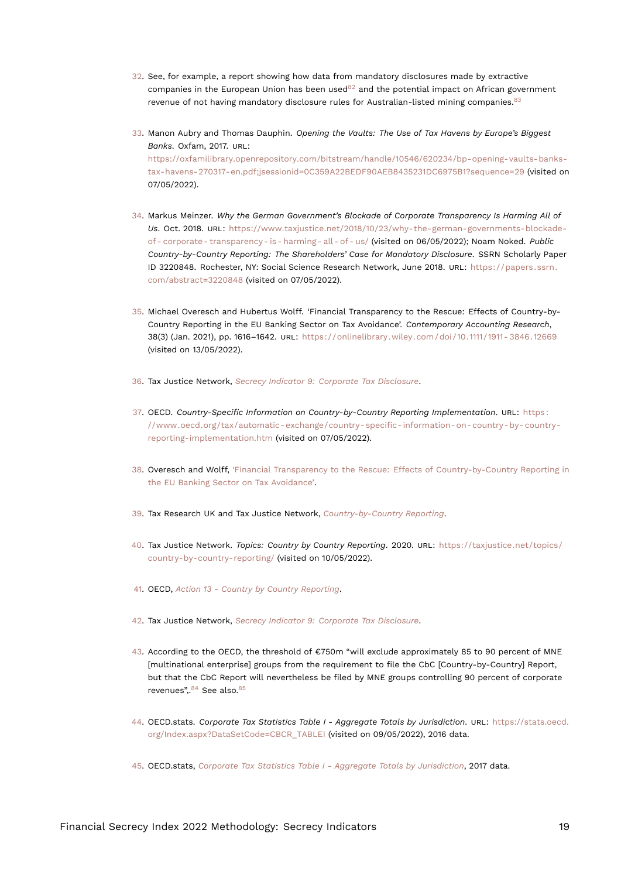32. See, for example, a report showing how data from mandatory disclosures made by extractive companies in the European Union has been used[82] and the potential impact on African government revenue of not having mandatory disclosure rules for Australian-listed mining companies.[83]

33. Manon Aubry and Thomas Dauphin. *Opening the Vaults: The Use of Tax Havens by Europe's Biggest Banks*. Oxfam, 2017. URL: https://oxfamilibrary.openrepository.com/bitstream/handle/10546/620234/bp-opening-vaults-banks-tax-havens-270317-en.pdf;jsessionid=0C359A22BEDF90AEB8435231DC6975B1?sequence=29 (visited on 07/05/2022).

34. Markus Meinzer. *Why the German Government's Blockade of Corporate Transparency Is Harming All of Us*. Oct. 2018. URL: https://www.taxjustice.net/2018/10/23/why-the-german-governments-blockade-of-corporate-transparency-is-harming-all-of-us/ (visited on 06/05/2022); Noam Noked. *Public Country-by-Country Reporting: The Shareholders' Case for Mandatory Disclosure*. SSRN Scholarly Paper ID 3220848. Rochester, NY: Social Science Research Network, June 2018. URL: https://papers.ssrn.com/abstract=3220848 (visited on 07/05/2022).

35. Michael Overesch and Hubertus Wolff. 'Financial Transparency to the Rescue: Effects of Country-by-Country Reporting in the EU Banking Sector on Tax Avoidance'. *Contemporary Accounting Research*, 38(3) (Jan. 2021), pp. 1616–1642. URL: https://onlinelibrary.wiley.com/doi/10.1111/1911-3846.12669 (visited on 13/05/2022).

36. Tax Justice Network, *Secrecy Indicator 9: Corporate Tax Disclosure*.

37. OECD. *Country-Specific Information on Country-by-Country Reporting Implementation*. URL: https://www.oecd.org/tax/automatic-exchange/country-specific-information-on-country-by-country-reporting-implementation.htm (visited on 07/05/2022).

38. Overesch and Wolff, 'Financial Transparency to the Rescue: Effects of Country-by-Country Reporting in the EU Banking Sector on Tax Avoidance'.

39. Tax Research UK and Tax Justice Network, *Country-by-Country Reporting*.

40. Tax Justice Network. *Topics: Country by Country Reporting*. 2020. URL: https://taxjustice.net/topics/country-by-country-reporting/ (visited on 10/05/2022).

41. OECD, *Action 13 - Country by Country Reporting*.

42. Tax Justice Network, *Secrecy Indicator 9: Corporate Tax Disclosure*.

43. According to the OECD, the threshold of €750m "will exclude approximately 85 to 90 percent of MNE [multinational enterprise] groups from the requirement to file the CbC [Country-by-Country] Report, but that the CbC Report will nevertheless be filed by MNE groups controlling 90 percent of corporate revenues",.[84] See also.[85]

44. OECD.stats. *Corporate Tax Statistics Table I - Aggregate Totals by Jurisdiction*. URL: https://stats.oecd.org/Index.aspx?DataSetCode=CBCR_TABLEI (visited on 09/05/2022), 2016 data.

45. OECD.stats, *Corporate Tax Statistics Table I - Aggregate Totals by Jurisdiction*, 2017 data.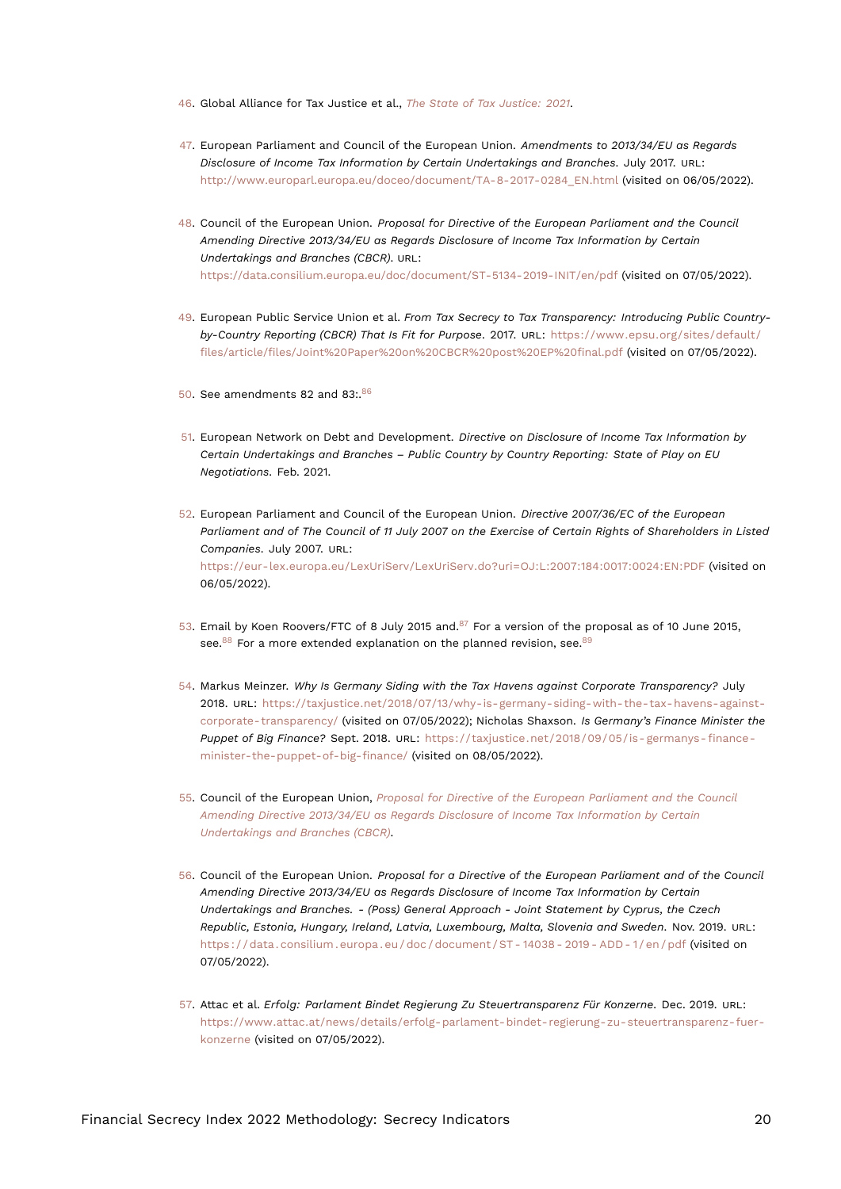46. Global Alliance for Tax Justice et al., *The State of Tax Justice: 2021*.

47. European Parliament and Council of the European Union. *Amendments to 2013/34/EU as Regards Disclosure of Income Tax Information by Certain Undertakings and Branches*. July 2017. URL: http://www.europarl.europa.eu/doceo/document/TA-8-2017-0284_EN.html (visited on 06/05/2022).

48. Council of the European Union. *Proposal for Directive of the European Parliament and the Council Amending Directive 2013/34/EU as Regards Disclosure of Income Tax Information by Certain Undertakings and Branches (CBCR)*. URL: https://data.consilium.europa.eu/doc/document/ST-5134-2019-INIT/en/pdf (visited on 07/05/2022).

49. European Public Service Union et al. *From Tax Secrecy to Tax Transparency: Introducing Public Country-by-Country Reporting (CBCR) That Is Fit for Purpose*. 2017. URL: https://www.epsu.org/sites/default/files/article/files/Joint%20Paper%20on%20CBCR%20post%20EP%20final.pdf (visited on 07/05/2022).

50. See amendments 82 and 83:.[86]

51. European Network on Debt and Development. *Directive on Disclosure of Income Tax Information by Certain Undertakings and Branches – Public Country by Country Reporting: State of Play on EU Negotiations*. Feb. 2021.

52. European Parliament and Council of the European Union. *Directive 2007/36/EC of the European Parliament and of The Council of 11 July 2007 on the Exercise of Certain Rights of Shareholders in Listed Companies*. July 2007. URL: https://eur-lex.europa.eu/LexUriServ/LexUriServ.do?uri=OJ:L:2007:184:0017:0024:EN:PDF (visited on 06/05/2022).

53. Email by Koen Roovers/FTC of 8 July 2015 and.[87] For a version of the proposal as of 10 June 2015, see.[88] For a more extended explanation on the planned revision, see.[89]

54. Markus Meinzer. *Why Is Germany Siding with the Tax Havens against Corporate Transparency?* July 2018. URL: https://taxjustice.net/2018/07/13/why-is-germany-siding-with-the-tax-havens-against-corporate-transparency/ (visited on 07/05/2022); Nicholas Shaxson. *Is Germany's Finance Minister the Puppet of Big Finance?* Sept. 2018. URL: https://taxjustice.net/2018/09/05/is-germanys-finance-minister-the-puppet-of-big-finance/ (visited on 08/05/2022).

55. Council of the European Union, *Proposal for Directive of the European Parliament and the Council Amending Directive 2013/34/EU as Regards Disclosure of Income Tax Information by Certain Undertakings and Branches (CBCR)*.

56. Council of the European Union. *Proposal for a Directive of the European Parliament and of the Council Amending Directive 2013/34/EU as Regards Disclosure of Income Tax Information by Certain Undertakings and Branches. - (Poss) General Approach - Joint Statement by Cyprus, the Czech Republic, Estonia, Hungary, Ireland, Latvia, Luxembourg, Malta, Slovenia and Sweden*. Nov. 2019. URL: https://data.consilium.europa.eu/doc/document/ST-14038-2019-ADD-1/en/pdf (visited on 07/05/2022).

57. Attac et al. *Erfolg: Parlament Bindet Regierung Zu Steuertransparenz Für Konzerne*. Dec. 2019. URL: https://www.attac.at/news/details/erfolg-parlament-bindet-regierung-zu-steuertransparenz-fuer-konzerne (visited on 07/05/2022).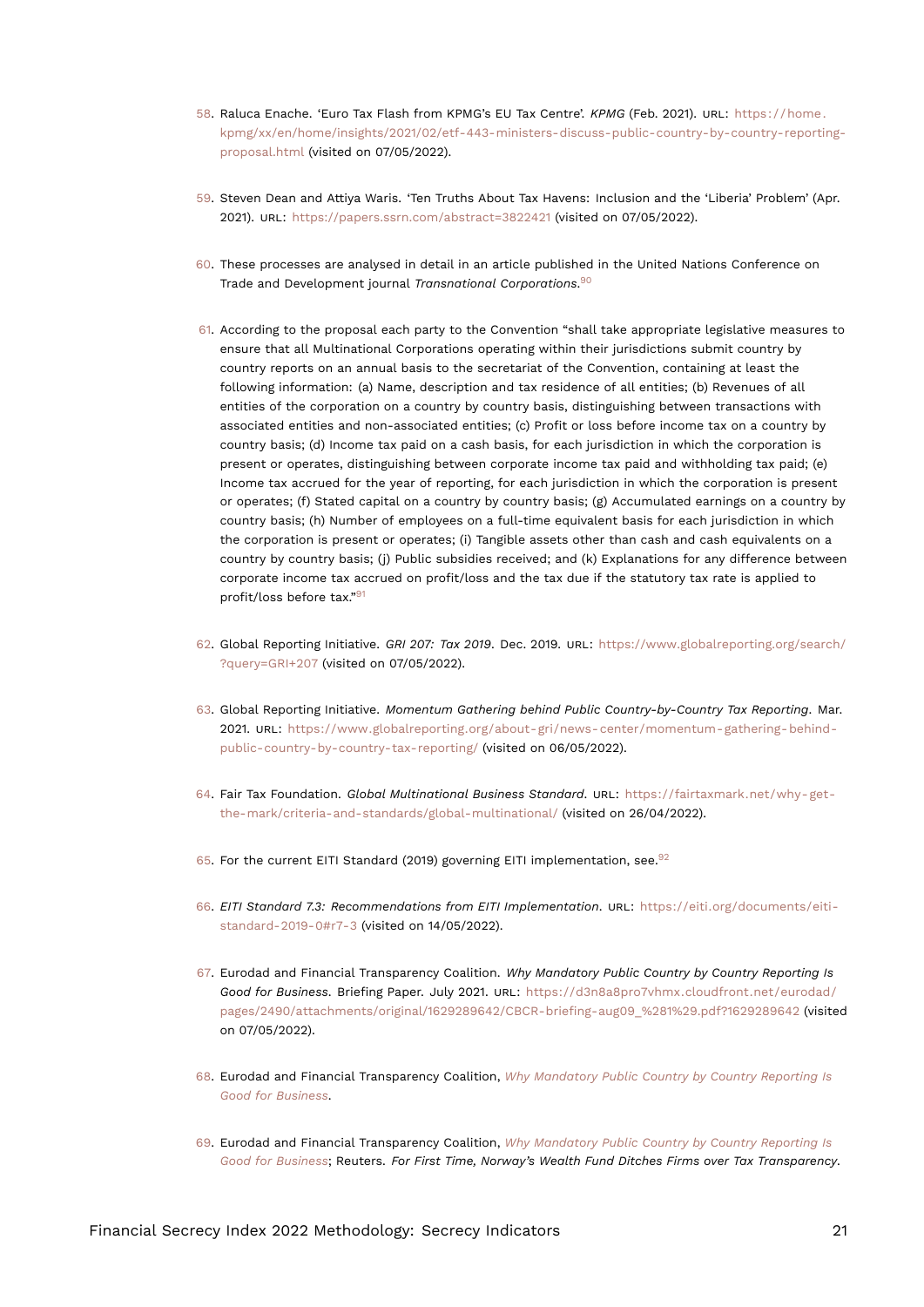58. Raluca Enache. 'Euro Tax Flash from KPMG's EU Tax Centre'. *KPMG* (Feb. 2021). URL: https://home.kpmg/xx/en/home/insights/2021/02/etf-443-ministers-discuss-public-country-by-country-reporting-proposal.html (visited on 07/05/2022).

59. Steven Dean and Attiya Waris. 'Ten Truths About Tax Havens: Inclusion and the 'Liberia' Problem' (Apr. 2021). URL: https://papers.ssrn.com/abstract=3822421 (visited on 07/05/2022).

60. These processes are analysed in detail in an article published in the United Nations Conference on Trade and Development journal *Transnational Corporations*.[90]

61. According to the proposal each party to the Convention "shall take appropriate legislative measures to ensure that all Multinational Corporations operating within their jurisdictions submit country by country reports on an annual basis to the secretariat of the Convention, containing at least the following information: (a) Name, description and tax residence of all entities; (b) Revenues of all entities of the corporation on a country by country basis, distinguishing between transactions with associated entities and non-associated entities; (c) Profit or loss before income tax on a country by country basis; (d) Income tax paid on a cash basis, for each jurisdiction in which the corporation is present or operates, distinguishing between corporate income tax paid and withholding tax paid; (e) Income tax accrued for the year of reporting, for each jurisdiction in which the corporation is present or operates; (f) Stated capital on a country by country basis; (g) Accumulated earnings on a country by country basis; (h) Number of employees on a full-time equivalent basis for each jurisdiction in which the corporation is present or operates; (i) Tangible assets other than cash and cash equivalents on a country by country basis; (j) Public subsidies received; and (k) Explanations for any difference between corporate income tax accrued on profit/loss and the tax due if the statutory tax rate is applied to profit/loss before tax."[91]

62. Global Reporting Initiative. *GRI 207: Tax 2019*. Dec. 2019. URL: https://www.globalreporting.org/search/?query=GRI+207 (visited on 07/05/2022).

63. Global Reporting Initiative. *Momentum Gathering behind Public Country-by-Country Tax Reporting*. Mar. 2021. URL: https://www.globalreporting.org/about-gri/news-center/momentum-gathering-behind-public-country-by-country-tax-reporting/ (visited on 06/05/2022).

64. Fair Tax Foundation. *Global Multinational Business Standard*. URL: https://fairtaxmark.net/why-get-the-mark/criteria-and-standards/global-multinational/ (visited on 26/04/2022).

65. For the current EITI Standard (2019) governing EITI implementation, see.[92]

66. *EITI Standard 7.3: Recommendations from EITI Implementation*. URL: https://eiti.org/documents/eiti-standard-2019-0#r7-3 (visited on 14/05/2022).

67. Eurodad and Financial Transparency Coalition. *Why Mandatory Public Country by Country Reporting Is Good for Business*. Briefing Paper. July 2021. URL: https://d3n8a8pro7vhmx.cloudfront.net/eurodad/pages/2490/attachments/original/1629289642/CBCR-briefing-aug09_%281%29.pdf?1629289642 (visited on 07/05/2022).

68. Eurodad and Financial Transparency Coalition, *Why Mandatory Public Country by Country Reporting Is Good for Business*.

69. Eurodad and Financial Transparency Coalition, *Why Mandatory Public Country by Country Reporting Is Good for Business*; Reuters. *For First Time, Norway's Wealth Fund Ditches Firms over Tax Transparency*.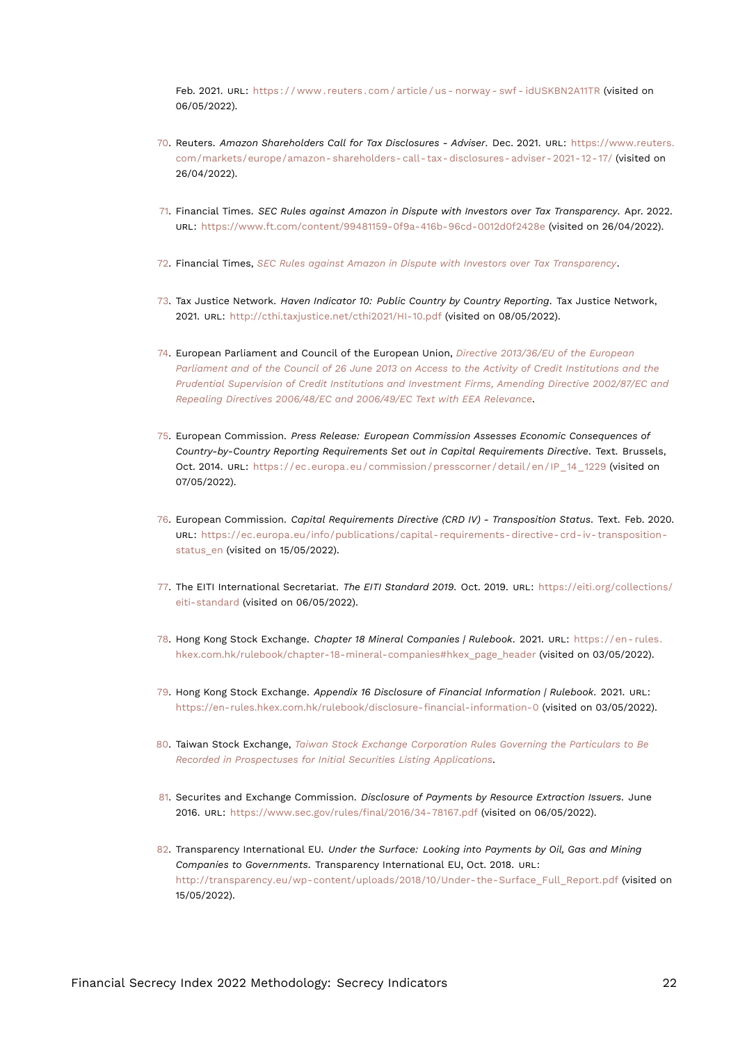Feb. 2021. URL: https://www.reuters.com/article/us-norway-swf-idUSKBN2A11TR (visited on 06/05/2022).

70. Reuters. *Amazon Shareholders Call for Tax Disclosures - Adviser*. Dec. 2021. URL: https://www.reuters.com/markets/europe/amazon-shareholders-call-tax-disclosures-adviser-2021-12-17/ (visited on 26/04/2022).

71. Financial Times. *SEC Rules against Amazon in Dispute with Investors over Tax Transparency*. Apr. 2022. URL: https://www.ft.com/content/99481159-0f9a-416b-96cd-0012d0f2428e (visited on 26/04/2022).

72. Financial Times, *SEC Rules against Amazon in Dispute with Investors over Tax Transparency*.

73. Tax Justice Network. *Haven Indicator 10: Public Country by Country Reporting*. Tax Justice Network, 2021. URL: http://cthi.taxjustice.net/cthi2021/HI-10.pdf (visited on 08/05/2022).

74. European Parliament and Council of the European Union, *Directive 2013/36/EU of the European Parliament and of the Council of 26 June 2013 on Access to the Activity of Credit Institutions and the Prudential Supervision of Credit Institutions and Investment Firms, Amending Directive 2002/87/EC and Repealing Directives 2006/48/EC and 2006/49/EC Text with EEA Relevance*.

75. European Commission. *Press Release: European Commission Assesses Economic Consequences of Country-by-Country Reporting Requirements Set out in Capital Requirements Directive*. Text. Brussels, Oct. 2014. URL: https://ec.europa.eu/commission/presscorner/detail/en/IP_14_1229 (visited on 07/05/2022).

76. European Commission. *Capital Requirements Directive (CRD IV) - Transposition Status*. Text. Feb. 2020. URL: https://ec.europa.eu/info/publications/capital-requirements-directive-crd-iv-transposition-status_en (visited on 15/05/2022).

77. The EITI International Secretariat. *The EITI Standard 2019*. Oct. 2019. URL: https://eiti.org/collections/eiti-standard (visited on 06/05/2022).

78. Hong Kong Stock Exchange. *Chapter 18 Mineral Companies | Rulebook*. 2021. URL: https://en-rules.hkex.com.hk/rulebook/chapter-18-mineral-companies#hkex_page_header (visited on 03/05/2022).

79. Hong Kong Stock Exchange. *Appendix 16 Disclosure of Financial Information | Rulebook*. 2021. URL: https://en-rules.hkex.com.hk/rulebook/disclosure-financial-information-0 (visited on 03/05/2022).

80. Taiwan Stock Exchange, *Taiwan Stock Exchange Corporation Rules Governing the Particulars to Be Recorded in Prospectuses for Initial Securities Listing Applications*.

81. Securites and Exchange Commission. *Disclosure of Payments by Resource Extraction Issuers*. June 2016. URL: https://www.sec.gov/rules/final/2016/34-78167.pdf (visited on 06/05/2022).

82. Transparency International EU. *Under the Surface: Looking into Payments by Oil, Gas and Mining Companies to Governments*. Transparency International EU, Oct. 2018. URL: http://transparency.eu/wp-content/uploads/2018/10/Under-the-Surface_Full_Report.pdf (visited on 15/05/2022).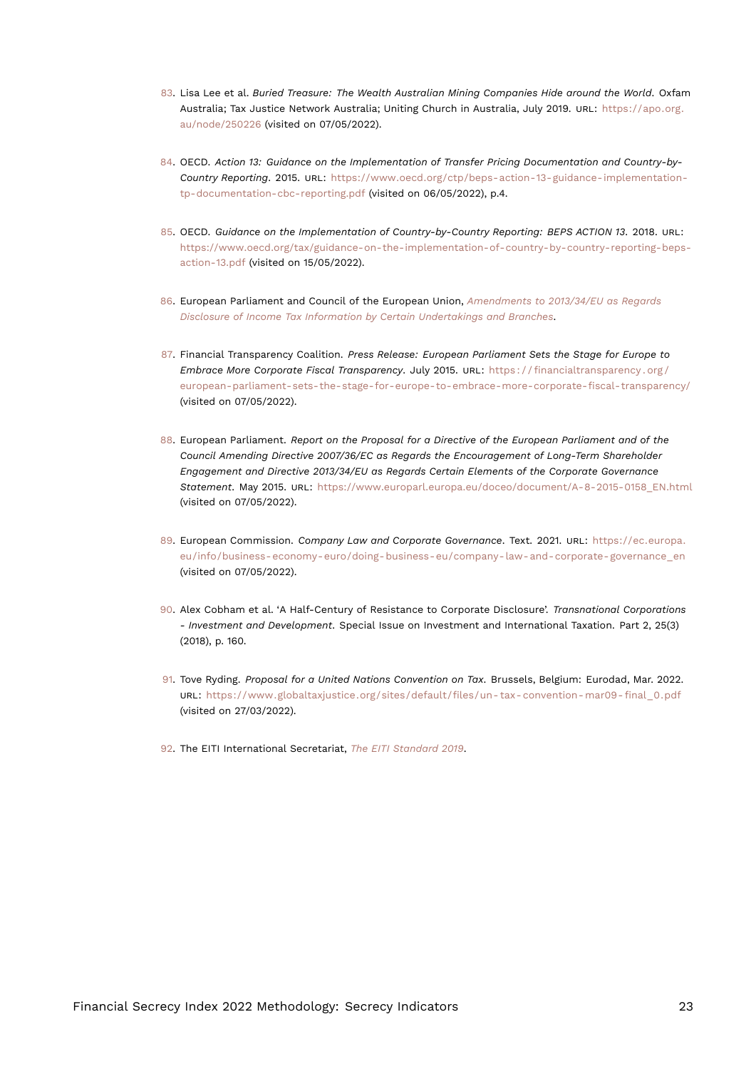83. Lisa Lee et al. *Buried Treasure: The Wealth Australian Mining Companies Hide around the World*. Oxfam Australia; Tax Justice Network Australia; Uniting Church in Australia, July 2019. URL: https://apo.org.au/node/250226 (visited on 07/05/2022).

84. OECD. *Action 13: Guidance on the Implementation of Transfer Pricing Documentation and Country-by-Country Reporting*. 2015. URL: https://www.oecd.org/ctp/beps-action-13-guidance-implementation-tp-documentation-cbc-reporting.pdf (visited on 06/05/2022), p.4.

85. OECD. *Guidance on the Implementation of Country-by-Country Reporting: BEPS ACTION 13*. 2018. URL: https://www.oecd.org/tax/guidance-on-the-implementation-of-country-by-country-reporting-beps-action-13.pdf (visited on 15/05/2022).

86. European Parliament and Council of the European Union, *Amendments to 2013/34/EU as Regards Disclosure of Income Tax Information by Certain Undertakings and Branches*.

87. Financial Transparency Coalition. *Press Release: European Parliament Sets the Stage for Europe to Embrace More Corporate Fiscal Transparency*. July 2015. URL: https://financialtransparency.org/european-parliament-sets-the-stage-for-europe-to-embrace-more-corporate-fiscal-transparency/ (visited on 07/05/2022).

88. European Parliament. *Report on the Proposal for a Directive of the European Parliament and of the Council Amending Directive 2007/36/EC as Regards the Encouragement of Long-Term Shareholder Engagement and Directive 2013/34/EU as Regards Certain Elements of the Corporate Governance Statement*. May 2015. URL: https://www.europarl.europa.eu/doceo/document/A-8-2015-0158_EN.html (visited on 07/05/2022).

89. European Commission. *Company Law and Corporate Governance*. Text. 2021. URL: https://ec.europa.eu/info/business-economy-euro/doing-business-eu/company-law-and-corporate-governance_en (visited on 07/05/2022).

90. Alex Cobham et al. 'A Half-Century of Resistance to Corporate Disclosure'. *Transnational Corporations - Investment and Development*. Special Issue on Investment and International Taxation. Part 2, 25(3) (2018), p. 160.

91. Tove Ryding. *Proposal for a United Nations Convention on Tax*. Brussels, Belgium: Eurodad, Mar. 2022. URL: https://www.globaltaxjustice.org/sites/default/files/un-tax-convention-mar09-final_0.pdf (visited on 27/03/2022).

92. The EITI International Secretariat, *The EITI Standard 2019*.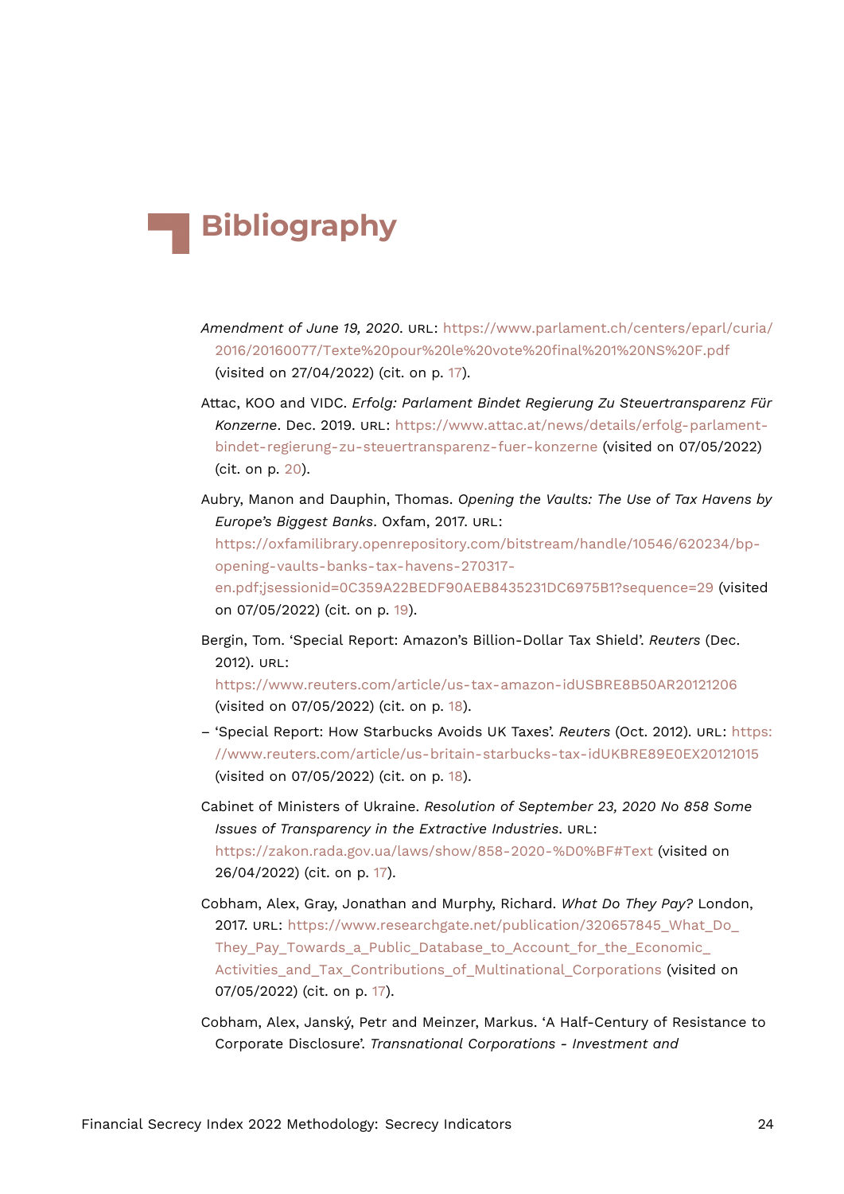# Bibliography

*Amendment of June 19, 2020*. URL: https://www.parlament.ch/centers/eparl/curia/2016/20160077/Texte%20pour%20le%20vote%20final%201%20NS%20F.pdf (visited on 27/04/2022) (cit. on p. 17).

Attac, KOO and VIDC. *Erfolg: Parlament Bindet Regierung Zu Steuertransparenz Für Konzerne*. Dec. 2019. URL: https://www.attac.at/news/details/erfolg-parlament-bindet-regierung-zu-steuertransparenz-fuer-konzerne (visited on 07/05/2022) (cit. on p. 20).

Aubry, Manon and Dauphin, Thomas. *Opening the Vaults: The Use of Tax Havens by Europe's Biggest Banks*. Oxfam, 2017. URL: https://oxfamilibrary.openrepository.com/bitstream/handle/10546/620234/bp-opening-vaults-banks-tax-havens-270317-en.pdf;jsessionid=0C359A22BEDF90AEB8435231DC6975B1?sequence=29 (visited on 07/05/2022) (cit. on p. 19).

Bergin, Tom. 'Special Report: Amazon's Billion-Dollar Tax Shield'. *Reuters* (Dec. 2012). URL: https://www.reuters.com/article/us-tax-amazon-idUSBRE8B50AR20121206 (visited on 07/05/2022) (cit. on p. 18).

– 'Special Report: How Starbucks Avoids UK Taxes'. *Reuters* (Oct. 2012). URL: https://www.reuters.com/article/us-britain-starbucks-tax-idUKBRE89E0EX20121015 (visited on 07/05/2022) (cit. on p. 18).

Cabinet of Ministers of Ukraine. *Resolution of September 23, 2020 No 858 Some Issues of Transparency in the Extractive Industries*. URL: https://zakon.rada.gov.ua/laws/show/858-2020-%D0%BF#Text (visited on 26/04/2022) (cit. on p. 17).

Cobham, Alex, Gray, Jonathan and Murphy, Richard. *What Do They Pay?* London, 2017. URL: https://www.researchgate.net/publication/320657845_What_Do_They_Pay_Towards_a_Public_Database_to_Account_for_the_Economic_Activities_and_Tax_Contributions_of_Multinational_Corporations (visited on 07/05/2022) (cit. on p. 17).

Cobham, Alex, Janský, Petr and Meinzer, Markus. 'A Half-Century of Resistance to Corporate Disclosure'. *Transnational Corporations - Investment and*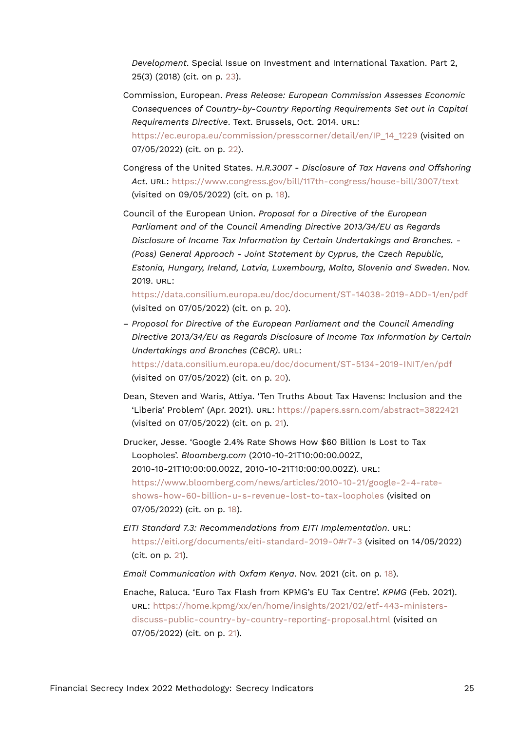*Development*. Special Issue on Investment and International Taxation. Part 2, 25(3) (2018) (cit. on p. 23).

Commission, European. *Press Release: European Commission Assesses Economic Consequences of Country-by-Country Reporting Requirements Set out in Capital Requirements Directive*. Text. Brussels, Oct. 2014. URL: https://ec.europa.eu/commission/presscorner/detail/en/IP_14_1229 (visited on 07/05/2022) (cit. on p. 22).

Congress of the United States. *H.R.3007 - Disclosure of Tax Havens and Offshoring Act*. URL: https://www.congress.gov/bill/117th-congress/house-bill/3007/text (visited on 09/05/2022) (cit. on p. 18).

Council of the European Union. *Proposal for a Directive of the European Parliament and of the Council Amending Directive 2013/34/EU as Regards Disclosure of Income Tax Information by Certain Undertakings and Branches. - (Poss) General Approach - Joint Statement by Cyprus, the Czech Republic, Estonia, Hungary, Ireland, Latvia, Luxembourg, Malta, Slovenia and Sweden*. Nov. 2019. URL: https://data.consilium.europa.eu/doc/document/ST-14038-2019-ADD-1/en/pdf (visited on 07/05/2022) (cit. on p. 20).

– *Proposal for Directive of the European Parliament and the Council Amending Directive 2013/34/EU as Regards Disclosure of Income Tax Information by Certain Undertakings and Branches (CBCR)*. URL: https://data.consilium.europa.eu/doc/document/ST-5134-2019-INIT/en/pdf (visited on 07/05/2022) (cit. on p. 20).

Dean, Steven and Waris, Attiya. 'Ten Truths About Tax Havens: Inclusion and the 'Liberia' Problem' (Apr. 2021). URL: https://papers.ssrn.com/abstract=3822421 (visited on 07/05/2022) (cit. on p. 21).

Drucker, Jesse. 'Google 2.4% Rate Shows How $60 Billion Is Lost to Tax Loopholes'. *Bloomberg.com* (2010-10-21T10:00:00.002Z, 2010-10-21T10:00:00.002Z, 2010-10-21T10:00:00.002Z). URL: https://www.bloomberg.com/news/articles/2010-10-21/google-2-4-rate-shows-how-60-billion-u-s-revenue-lost-to-tax-loopholes (visited on 07/05/2022) (cit. on p. 18).

*EITI Standard 7.3: Recommendations from EITI Implementation*. URL: https://eiti.org/documents/eiti-standard-2019-0#r7-3 (visited on 14/05/2022) (cit. on p. 21).

*Email Communication with Oxfam Kenya*. Nov. 2021 (cit. on p. 18).

Enache, Raluca. 'Euro Tax Flash from KPMG's EU Tax Centre'. *KPMG* (Feb. 2021). URL: https://home.kpmg/xx/en/home/insights/2021/02/etf-443-ministers-discuss-public-country-by-country-reporting-proposal.html (visited on 07/05/2022) (cit. on p. 21).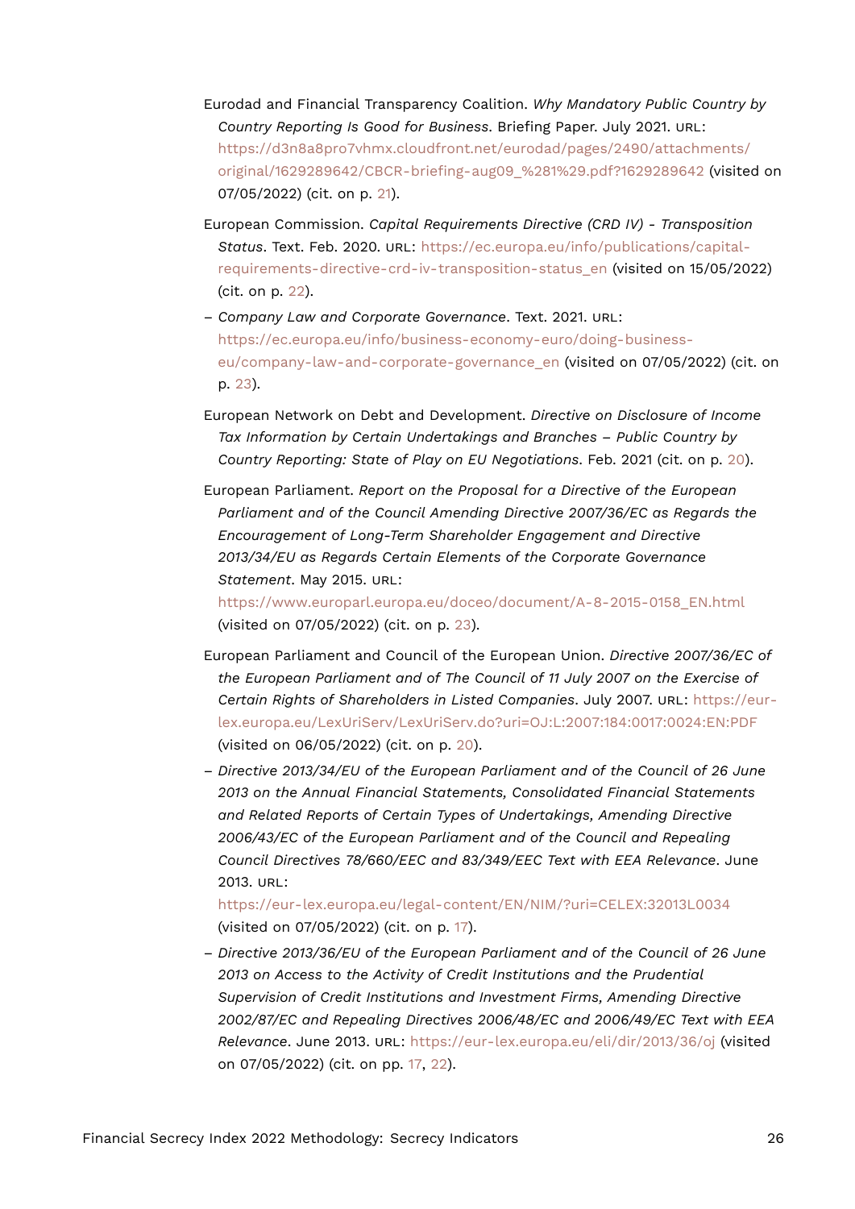Eurodad and Financial Transparency Coalition. *Why Mandatory Public Country by Country Reporting Is Good for Business*. Briefing Paper. July 2021. URL: https://d3n8a8pro7vhmx.cloudfront.net/eurodad/pages/2490/attachments/original/1629289642/CBCR-briefing-aug09_%281%29.pdf?1629289642 (visited on 07/05/2022) (cit. on p. 21).

European Commission. *Capital Requirements Directive (CRD IV) - Transposition Status*. Text. Feb. 2020. URL: https://ec.europa.eu/info/publications/capital-requirements-directive-crd-iv-transposition-status_en (visited on 15/05/2022) (cit. on p. 22).

– *Company Law and Corporate Governance*. Text. 2021. URL: https://ec.europa.eu/info/business-economy-euro/doing-business-eu/company-law-and-corporate-governance_en (visited on 07/05/2022) (cit. on p. 23).

European Network on Debt and Development. *Directive on Disclosure of Income Tax Information by Certain Undertakings and Branches – Public Country by Country Reporting: State of Play on EU Negotiations*. Feb. 2021 (cit. on p. 20).

European Parliament. *Report on the Proposal for a Directive of the European Parliament and of the Council Amending Directive 2007/36/EC as Regards the Encouragement of Long-Term Shareholder Engagement and Directive 2013/34/EU as Regards Certain Elements of the Corporate Governance Statement*. May 2015. URL: https://www.europarl.europa.eu/doceo/document/A-8-2015-0158_EN.html (visited on 07/05/2022) (cit. on p. 23).

European Parliament and Council of the European Union. *Directive 2007/36/EC of the European Parliament and of The Council of 11 July 2007 on the Exercise of Certain Rights of Shareholders in Listed Companies*. July 2007. URL: https://eur-lex.europa.eu/LexUriServ/LexUriServ.do?uri=OJ:L:2007:184:0017:0024:EN:PDF (visited on 06/05/2022) (cit. on p. 20).

– *Directive 2013/34/EU of the European Parliament and of the Council of 26 June 2013 on the Annual Financial Statements, Consolidated Financial Statements and Related Reports of Certain Types of Undertakings, Amending Directive 2006/43/EC of the European Parliament and of the Council and Repealing Council Directives 78/660/EEC and 83/349/EEC Text with EEA Relevance*. June 2013. URL: https://eur-lex.europa.eu/legal-content/EN/NIM/?uri=CELEX:32013L0034 (visited on 07/05/2022) (cit. on p. 17).

– *Directive 2013/36/EU of the European Parliament and of the Council of 26 June 2013 on Access to the Activity of Credit Institutions and the Prudential Supervision of Credit Institutions and Investment Firms, Amending Directive 2002/87/EC and Repealing Directives 2006/48/EC and 2006/49/EC Text with EEA Relevance*. June 2013. URL: https://eur-lex.europa.eu/eli/dir/2013/36/oj (visited on 07/05/2022) (cit. on pp. 17, 22).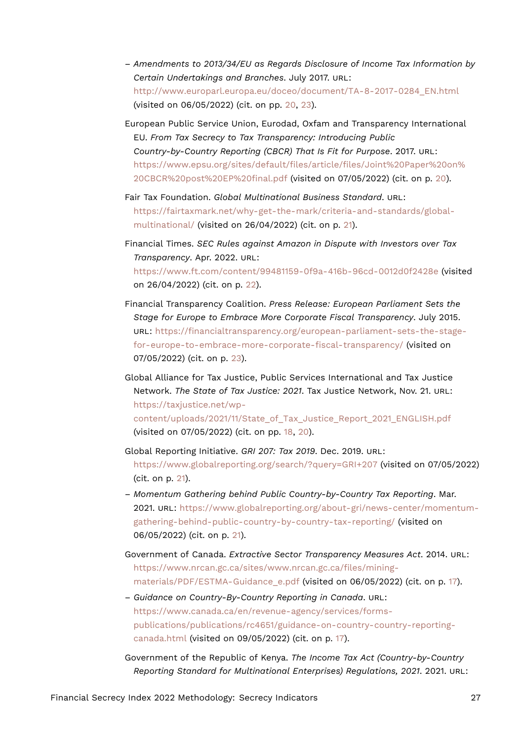– *Amendments to 2013/34/EU as Regards Disclosure of Income Tax Information by Certain Undertakings and Branches*. July 2017. URL: http://www.europarl.europa.eu/doceo/document/TA-8-2017-0284_EN.html (visited on 06/05/2022) (cit. on pp. 20, 23).

European Public Service Union, Eurodad, Oxfam and Transparency International EU. *From Tax Secrecy to Tax Transparency: Introducing Public Country-by-Country Reporting (CBCR) That Is Fit for Purpose*. 2017. URL: https://www.epsu.org/sites/default/files/article/files/Joint%20Paper%20on%20CBCR%20post%20EP%20final.pdf (visited on 07/05/2022) (cit. on p. 20).

Fair Tax Foundation. *Global Multinational Business Standard*. URL: https://fairtaxmark.net/why-get-the-mark/criteria-and-standards/global-multinational/ (visited on 26/04/2022) (cit. on p. 21).

Financial Times. *SEC Rules against Amazon in Dispute with Investors over Tax Transparency*. Apr. 2022. URL: https://www.ft.com/content/99481159-0f9a-416b-96cd-0012d0f2428e (visited on 26/04/2022) (cit. on p. 22).

Financial Transparency Coalition. *Press Release: European Parliament Sets the Stage for Europe to Embrace More Corporate Fiscal Transparency*. July 2015. URL: https://financialtransparency.org/european-parliament-sets-the-stage-for-europe-to-embrace-more-corporate-fiscal-transparency/ (visited on 07/05/2022) (cit. on p. 23).

Global Alliance for Tax Justice, Public Services International and Tax Justice Network. *The State of Tax Justice: 2021*. Tax Justice Network, Nov. 21. URL: https://taxjustice.net/wp-content/uploads/2021/11/State_of_Tax_Justice_Report_2021_ENGLISH.pdf (visited on 07/05/2022) (cit. on pp. 18, 20).

Global Reporting Initiative. *GRI 207: Tax 2019*. Dec. 2019. URL: https://www.globalreporting.org/search/?query=GRI+207 (visited on 07/05/2022) (cit. on p. 21).

– *Momentum Gathering behind Public Country-by-Country Tax Reporting*. Mar. 2021. URL: https://www.globalreporting.org/about-gri/news-center/momentum-gathering-behind-public-country-by-country-tax-reporting/ (visited on 06/05/2022) (cit. on p. 21).

Government of Canada. *Extractive Sector Transparency Measures Act*. 2014. URL: https://www.nrcan.gc.ca/sites/www.nrcan.gc.ca/files/mining-materials/PDF/ESTMA-Guidance_e.pdf (visited on 06/05/2022) (cit. on p. 17).

– *Guidance on Country-By-Country Reporting in Canada*. URL: https://www.canada.ca/en/revenue-agency/services/forms-publications/publications/rc4651/guidance-on-country-country-reporting-canada.html (visited on 09/05/2022) (cit. on p. 17).

Government of the Republic of Kenya. *The Income Tax Act (Country-by-Country Reporting Standard for Multinational Enterprises) Regulations, 2021*. 2021. URL: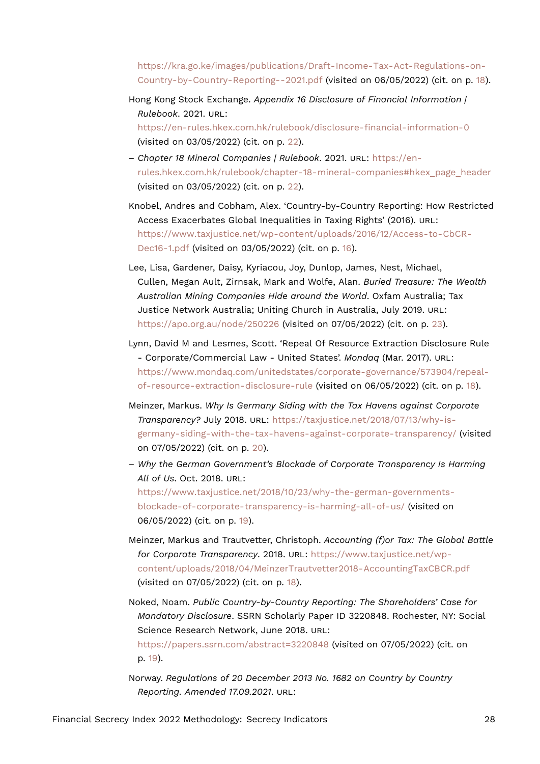https://kra.go.ke/images/publications/Draft-Income-Tax-Act-Regulations-on-Country-by-Country-Reporting--2021.pdf (visited on 06/05/2022) (cit. on p. 18).

Hong Kong Stock Exchange. *Appendix 16 Disclosure of Financial Information | Rulebook*. 2021. URL: https://en-rules.hkex.com.hk/rulebook/disclosure-financial-information-0 (visited on 03/05/2022) (cit. on p. 22).

– *Chapter 18 Mineral Companies | Rulebook*. 2021. URL: https://en-rules.hkex.com.hk/rulebook/chapter-18-mineral-companies#hkex_page_header (visited on 03/05/2022) (cit. on p. 22).

Knobel, Andres and Cobham, Alex. 'Country-by-Country Reporting: How Restricted Access Exacerbates Global Inequalities in Taxing Rights' (2016). URL: https://www.taxjustice.net/wp-content/uploads/2016/12/Access-to-CbCR-Dec16-1.pdf (visited on 03/05/2022) (cit. on p. 16).

Lee, Lisa, Gardener, Daisy, Kyriacou, Joy, Dunlop, James, Nest, Michael, Cullen, Megan Ault, Zirnsak, Mark and Wolfe, Alan. *Buried Treasure: The Wealth Australian Mining Companies Hide around the World*. Oxfam Australia; Tax Justice Network Australia; Uniting Church in Australia, July 2019. URL: https://apo.org.au/node/250226 (visited on 07/05/2022) (cit. on p. 23).

Lynn, David M and Lesmes, Scott. 'Repeal Of Resource Extraction Disclosure Rule - Corporate/Commercial Law - United States'. *Mondaq* (Mar. 2017). URL: https://www.mondaq.com/unitedstates/corporate-governance/573904/repeal-of-resource-extraction-disclosure-rule (visited on 06/05/2022) (cit. on p. 18).

Meinzer, Markus. *Why Is Germany Siding with the Tax Havens against Corporate Transparency?* July 2018. URL: https://taxjustice.net/2018/07/13/why-is-germany-siding-with-the-tax-havens-against-corporate-transparency/ (visited on 07/05/2022) (cit. on p. 20).

– *Why the German Government's Blockade of Corporate Transparency Is Harming All of Us*. Oct. 2018. URL: https://www.taxjustice.net/2018/10/23/why-the-german-governments-blockade-of-corporate-transparency-is-harming-all-of-us/ (visited on 06/05/2022) (cit. on p. 19).

Meinzer, Markus and Trautvetter, Christoph. *Accounting (f)or Tax: The Global Battle for Corporate Transparency*. 2018. URL: https://www.taxjustice.net/wp-content/uploads/2018/04/MeinzerTrautvetter2018-AccountingTaxCBCR.pdf (visited on 07/05/2022) (cit. on p. 18).

Noked, Noam. *Public Country-by-Country Reporting: The Shareholders' Case for Mandatory Disclosure*. SSRN Scholarly Paper ID 3220848. Rochester, NY: Social Science Research Network, June 2018. URL: https://papers.ssrn.com/abstract=3220848 (visited on 07/05/2022) (cit. on p. 19).

Norway. *Regulations of 20 December 2013 No. 1682 on Country by Country Reporting. Amended 17.09.2021*. URL: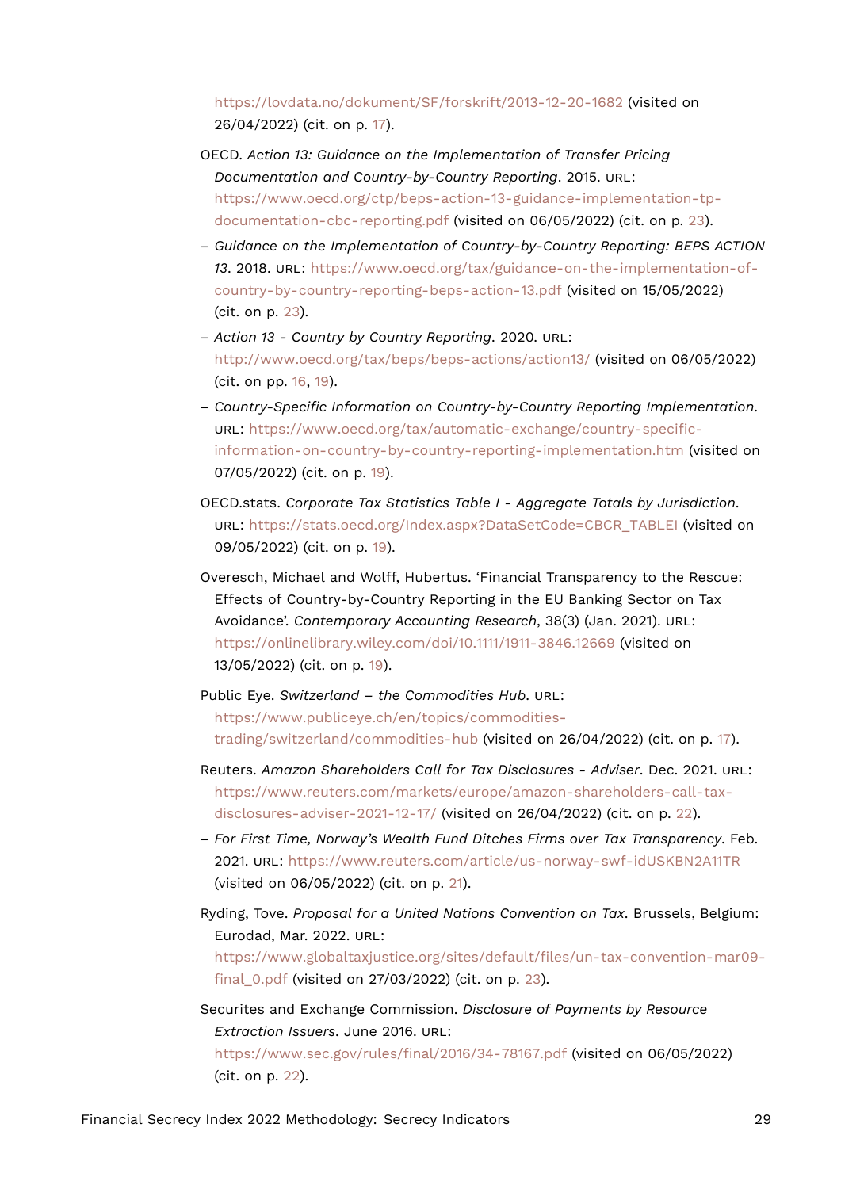https://lovdata.no/dokument/SF/forskrift/2013-12-20-1682 (visited on 26/04/2022) (cit. on p. 17).

OECD. *Action 13: Guidance on the Implementation of Transfer Pricing Documentation and Country-by-Country Reporting*. 2015. URL: https://www.oecd.org/ctp/beps-action-13-guidance-implementation-tp-documentation-cbc-reporting.pdf (visited on 06/05/2022) (cit. on p. 23).

– *Guidance on the Implementation of Country-by-Country Reporting: BEPS ACTION 13*. 2018. URL: https://www.oecd.org/tax/guidance-on-the-implementation-of-country-by-country-reporting-beps-action-13.pdf (visited on 15/05/2022) (cit. on p. 23).

– *Action 13 - Country by Country Reporting*. 2020. URL: http://www.oecd.org/tax/beps/beps-actions/action13/ (visited on 06/05/2022) (cit. on pp. 16, 19).

– *Country-Specific Information on Country-by-Country Reporting Implementation*. URL: https://www.oecd.org/tax/automatic-exchange/country-specific-information-on-country-by-country-reporting-implementation.htm (visited on 07/05/2022) (cit. on p. 19).

OECD.stats. *Corporate Tax Statistics Table I - Aggregate Totals by Jurisdiction*. URL: https://stats.oecd.org/Index.aspx?DataSetCode=CBCR_TABLEI (visited on 09/05/2022) (cit. on p. 19).

Overesch, Michael and Wolff, Hubertus. 'Financial Transparency to the Rescue: Effects of Country-by-Country Reporting in the EU Banking Sector on Tax Avoidance'. *Contemporary Accounting Research*, 38(3) (Jan. 2021). URL: https://onlinelibrary.wiley.com/doi/10.1111/1911-3846.12669 (visited on 13/05/2022) (cit. on p. 19).

Public Eye. *Switzerland – the Commodities Hub*. URL: https://www.publiceye.ch/en/topics/commodities-trading/switzerland/commodities-hub (visited on 26/04/2022) (cit. on p. 17).

Reuters. *Amazon Shareholders Call for Tax Disclosures - Adviser*. Dec. 2021. URL: https://www.reuters.com/markets/europe/amazon-shareholders-call-tax-disclosures-adviser-2021-12-17/ (visited on 26/04/2022) (cit. on p. 22).

– *For First Time, Norway's Wealth Fund Ditches Firms over Tax Transparency*. Feb. 2021. URL: https://www.reuters.com/article/us-norway-swf-idUSKBN2A11TR (visited on 06/05/2022) (cit. on p. 21).

Ryding, Tove. *Proposal for a United Nations Convention on Tax*. Brussels, Belgium: Eurodad, Mar. 2022. URL: https://www.globaltaxjustice.org/sites/default/files/un-tax-convention-mar09-final_0.pdf (visited on 27/03/2022) (cit. on p. 23).

Securites and Exchange Commission. *Disclosure of Payments by Resource Extraction Issuers*. June 2016. URL: https://www.sec.gov/rules/final/2016/34-78167.pdf (visited on 06/05/2022) (cit. on p. 22).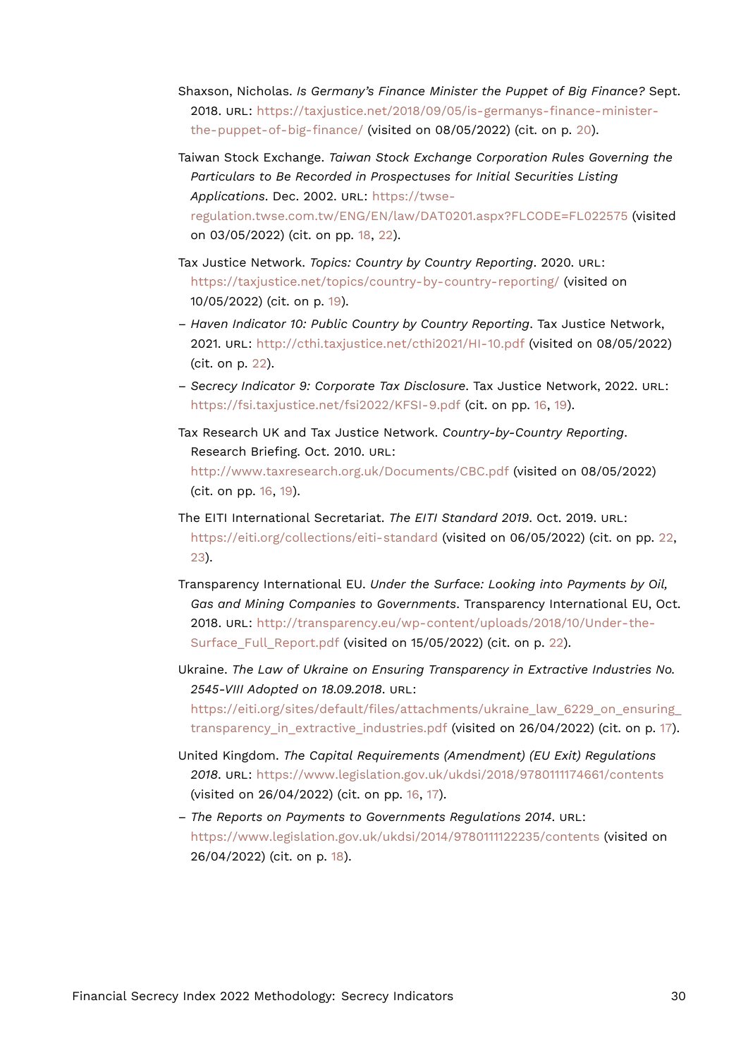Shaxson, Nicholas. *Is Germany's Finance Minister the Puppet of Big Finance?* Sept. 2018. URL: https://taxjustice.net/2018/09/05/is-germanys-finance-minister-the-puppet-of-big-finance/ (visited on 08/05/2022) (cit. on p. 20).

Taiwan Stock Exchange. *Taiwan Stock Exchange Corporation Rules Governing the Particulars to Be Recorded in Prospectuses for Initial Securities Listing Applications*. Dec. 2002. URL: https://twse-regulation.twse.com.tw/ENG/EN/law/DAT0201.aspx?FLCODE=FL022575 (visited on 03/05/2022) (cit. on pp. 18, 22).

Tax Justice Network. *Topics: Country by Country Reporting*. 2020. URL: https://taxjustice.net/topics/country-by-country-reporting/ (visited on 10/05/2022) (cit. on p. 19).

– *Haven Indicator 10: Public Country by Country Reporting*. Tax Justice Network, 2021. URL: http://cthi.taxjustice.net/cthi2021/HI-10.pdf (visited on 08/05/2022) (cit. on p. 22).

– *Secrecy Indicator 9: Corporate Tax Disclosure*. Tax Justice Network, 2022. URL: https://fsi.taxjustice.net/fsi2022/KFSI-9.pdf (cit. on pp. 16, 19).

Tax Research UK and Tax Justice Network. *Country-by-Country Reporting*. Research Briefing. Oct. 2010. URL: http://www.taxresearch.org.uk/Documents/CBC.pdf (visited on 08/05/2022) (cit. on pp. 16, 19).

The EITI International Secretariat. *The EITI Standard 2019*. Oct. 2019. URL: https://eiti.org/collections/eiti-standard (visited on 06/05/2022) (cit. on pp. 22, 23).

Transparency International EU. *Under the Surface: Looking into Payments by Oil, Gas and Mining Companies to Governments*. Transparency International EU, Oct. 2018. URL: http://transparency.eu/wp-content/uploads/2018/10/Under-the-Surface_Full_Report.pdf (visited on 15/05/2022) (cit. on p. 22).

Ukraine. *The Law of Ukraine on Ensuring Transparency in Extractive Industries No. 2545-VIII Adopted on 18.09.2018*. URL: https://eiti.org/sites/default/files/attachments/ukraine_law_6229_on_ensuring_transparency_in_extractive_industries.pdf (visited on 26/04/2022) (cit. on p. 17).

United Kingdom. *The Capital Requirements (Amendment) (EU Exit) Regulations 2018*. URL: https://www.legislation.gov.uk/ukdsi/2018/9780111174661/contents (visited on 26/04/2022) (cit. on pp. 16, 17).

– *The Reports on Payments to Governments Regulations 2014*. URL: https://www.legislation.gov.uk/ukdsi/2014/9780111122235/contents (visited on 26/04/2022) (cit. on p. 18).